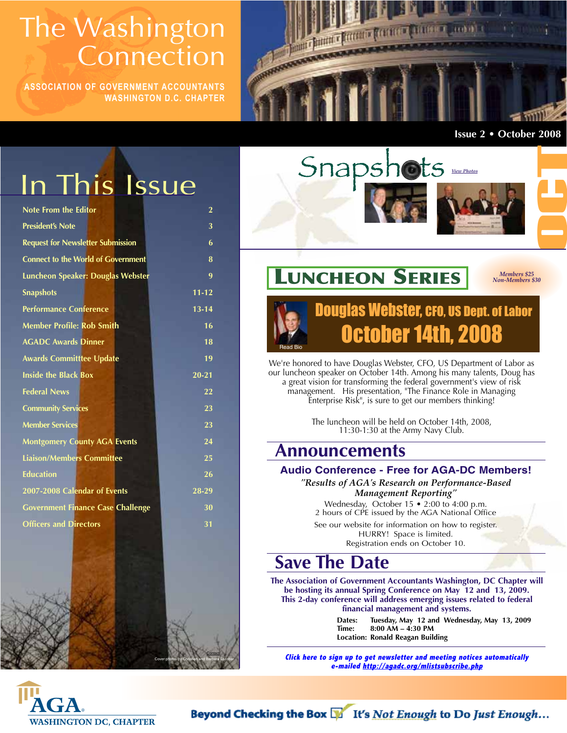# The Washington Connection

**ASSOCIATION OF GOVERNMENT ACCOUNTANTS**
**WASHINGTON D.C. CHAPTER**

**Issue 2 • October 2008**

## In This Issue

| | |
|---|---|
| Note From the Editor | 2 |
| President's Note | 3 |
| Request for Newsletter Submission | 6 |
| Connect to the World of Government | 8 |
| Luncheon Speaker: Douglas Webster | 9 |
| Snapshots | 11-12 |
| Performance Conference | 13-14 |
| Member Profile: Rob Smith | 16 |
| AGADC Awards Dinner | 18 |
| Awards Committtee Update | 19 |
| Inside the Black Box | 20-21 |
| Federal News | 22 |
| Community Services | 23 |
| Member Services | 23 |
| Montgomery County AGA Events | 24 |
| Liaison/Members Committee | 25 |
| Education | 26 |
| 2007-2008 Calendar of Events | 28-29 |
| Government Finance Case Challenge | 30 |
| Officers and Directors | 31 |

Contact

Cover photos by Christian and Barbara Escobar

## Snapshots

View Photos

OCT

## Luncheon Series

*Members $25*
*Non-Members $30*

### Douglas Webster, CFO, US Dept. of Labor
### October 14th, 2008

Read Bio

We're honored to have Douglas Webster, CFO, US Department of Labor as our luncheon speaker on October 14th. Among his many talents, Doug has a great vision for transforming the federal government's view of risk management. His presentation, "The Finance Role in Managing Enterprise Risk", is sure to get our members thinking!

The luncheon will be held on October 14th, 2008, 11:30-1:30 at the Army Navy Club.

## Announcements

### Audio Conference - Free for AGA-DC Members!

*"Results of AGA's Research on Performance-Based Management Reporting"*

Wednesday, October 15 • 2:00 to 4:00 p.m.
2 hours of CPE issued by the AGA National Office

See our website for information on how to register.
HURRY! Space is limited.
Registration ends on October 10.

## Save The Date

**The Association of Government Accountants Washington, DC Chapter will be hosting its annual Spring Conference on May 12 and 13, 2009. This 2-day conference will address emerging issues related to federal financial management and systems.**

**Dates:** Tuesday, May 12 and Wednesday, May 13, 2009
**Time:** 8:00 AM – 4:30 PM
**Location:** Ronald Reagan Building

***Click here to sign up to get newsletter and meeting notices automatically e-mailed http://agadc.org/mlistsubscribe.php***

AGA WASHINGTON DC, CHAPTER

**Beyond Checking the Box — It's *Not Enough* to Do *Just Enough*…**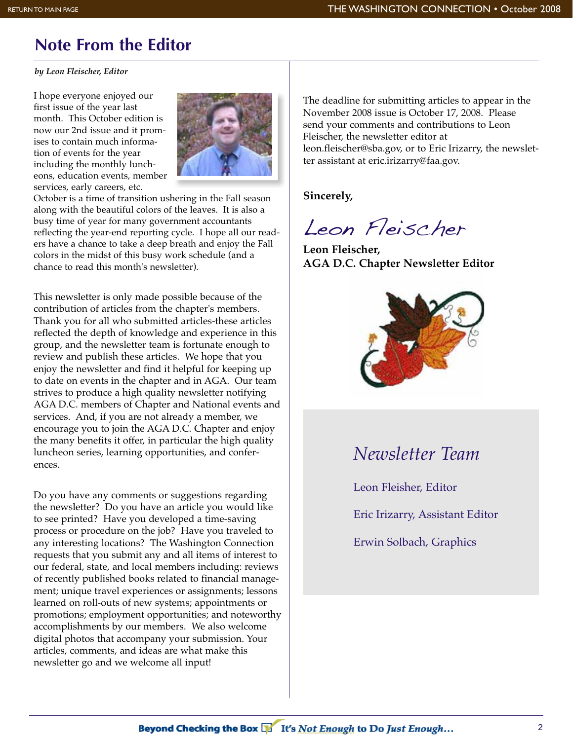# Note From the Editor

*by Leon Fleischer, Editor*

I hope everyone enjoyed our first issue of the year last month. This October edition is now our 2nd issue and it promises to contain much information of events for the year including the monthly luncheons, education events, member services, early careers, etc. October is a time of transition ushering in the Fall season along with the beautiful colors of the leaves. It is also a busy time of year for many government accountants reflecting the year-end reporting cycle. I hope all our readers have a chance to take a deep breath and enjoy the Fall colors in the midst of this busy work schedule (and a chance to read this month's newsletter).

This newsletter is only made possible because of the contribution of articles from the chapter's members. Thank you for all who submitted articles-these articles reflected the depth of knowledge and experience in this group, and the newsletter team is fortunate enough to review and publish these articles. We hope that you enjoy the newsletter and find it helpful for keeping up to date on events in the chapter and in AGA. Our team strives to produce a high quality newsletter notifying AGA D.C. members of Chapter and National events and services. And, if you are not already a member, we encourage you to join the AGA D.C. Chapter and enjoy the many benefits it offer, in particular the high quality luncheon series, learning opportunities, and conferences.

Do you have any comments or suggestions regarding the newsletter? Do you have an article you would like to see printed? Have you developed a time-saving process or procedure on the job? Have you traveled to any interesting locations? The Washington Connection requests that you submit any and all items of interest to our federal, state, and local members including: reviews of recently published books related to financial management; unique travel experiences or assignments; lessons learned on roll-outs of new systems; appointments or promotions; employment opportunities; and noteworthy accomplishments by our members. We also welcome digital photos that accompany your submission. Your articles, comments, and ideas are what make this newsletter go and we welcome all input!

The deadline for submitting articles to appear in the November 2008 issue is October 17, 2008. Please send your comments and contributions to Leon Fleischer, the newsletter editor at leon.fleischer@sba.gov, or to Eric Irizarry, the newsletter assistant at eric.irizarry@faa.gov.

**Sincerely,**

*Leon Fleischer*

**Leon Fleischer,**
**AGA D.C. Chapter Newsletter Editor**

## *Newsletter Team*

Leon Fleisher, Editor

Eric Irizarry, Assistant Editor

Erwin Solbach, Graphics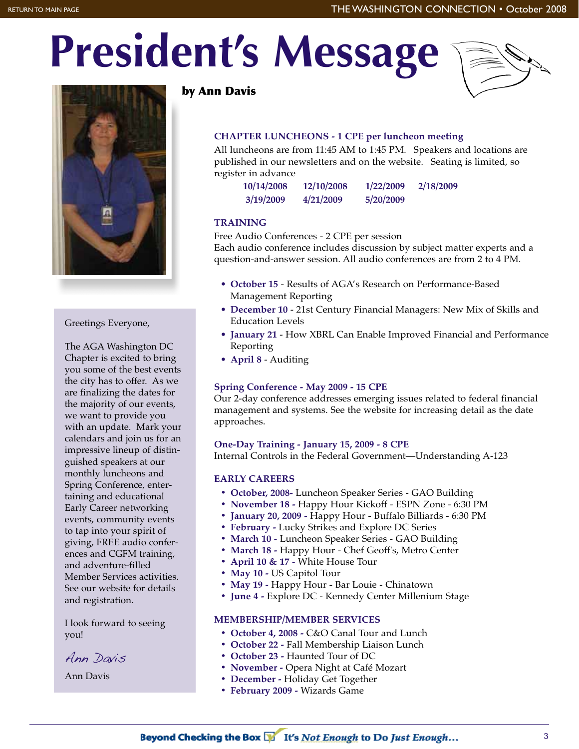# President's Message

**by Ann Davis**

Greetings Everyone,

The AGA Washington DC Chapter is excited to bring you some of the best events the city has to offer. As we are finalizing the dates for the majority of our events, we want to provide you with an update. Mark your calendars and join us for an impressive lineup of distinguished speakers at our monthly luncheons and Spring Conference, entertaining and educational Early Career networking events, community events to tap into your spirit of giving, FREE audio conferences and CGFM training, and adventure-filled Member Services activities. See our website for details and registration.

I look forward to seeing you!

*Ann Davis*

Ann Davis

### CHAPTER LUNCHEONS - 1 CPE per luncheon meeting

All luncheons are from 11:45 AM to 1:45 PM. Speakers and locations are published in our newsletters and on the website. Seating is limited, so register in advance

**10/14/2008** **12/10/2008** **1/22/2009** **2/18/2009**
**3/19/2009** **4/21/2009** **5/20/2009**

### TRAINING

Free Audio Conferences - 2 CPE per session
Each audio conference includes discussion by subject matter experts and a question-and-answer session. All audio conferences are from 2 to 4 PM.

- **October 15** - Results of AGA's Research on Performance-Based Management Reporting
- **December 10** - 21st Century Financial Managers: New Mix of Skills and Education Levels
- **January 21** - How XBRL Can Enable Improved Financial and Performance Reporting
- **April 8** - Auditing

### Spring Conference - May 2009 - 15 CPE

Our 2-day conference addresses emerging issues related to federal financial management and systems. See the website for increasing detail as the date approaches.

### One-Day Training - January 15, 2009 - 8 CPE

Internal Controls in the Federal Government—Understanding A-123

### EARLY CAREERS

- **October, 2008-** Luncheon Speaker Series - GAO Building
- **November 18 -** Happy Hour Kickoff - ESPN Zone - 6:30 PM
- **January 20, 2009 -** Happy Hour - Buffalo Billiards - 6:30 PM
- **February -** Lucky Strikes and Explore DC Series
- **March 10 -** Luncheon Speaker Series - GAO Building
- **March 18 -** Happy Hour - Chef Geoff's, Metro Center
- **April 10 & 17 -** White House Tour
- **May 10 -** US Capitol Tour
- **May 19 -** Happy Hour - Bar Louie - Chinatown
- **June 4 -** Explore DC - Kennedy Center Millenium Stage

### MEMBERSHIP/MEMBER SERVICES

- **October 4, 2008 -** C&O Canal Tour and Lunch
- **October 22 -** Fall Membership Liaison Lunch
- **October 23 -** Haunted Tour of DC
- **November -** Opera Night at Café Mozart
- **December -** Holiday Get Together
- **February 2009 -** Wizards Game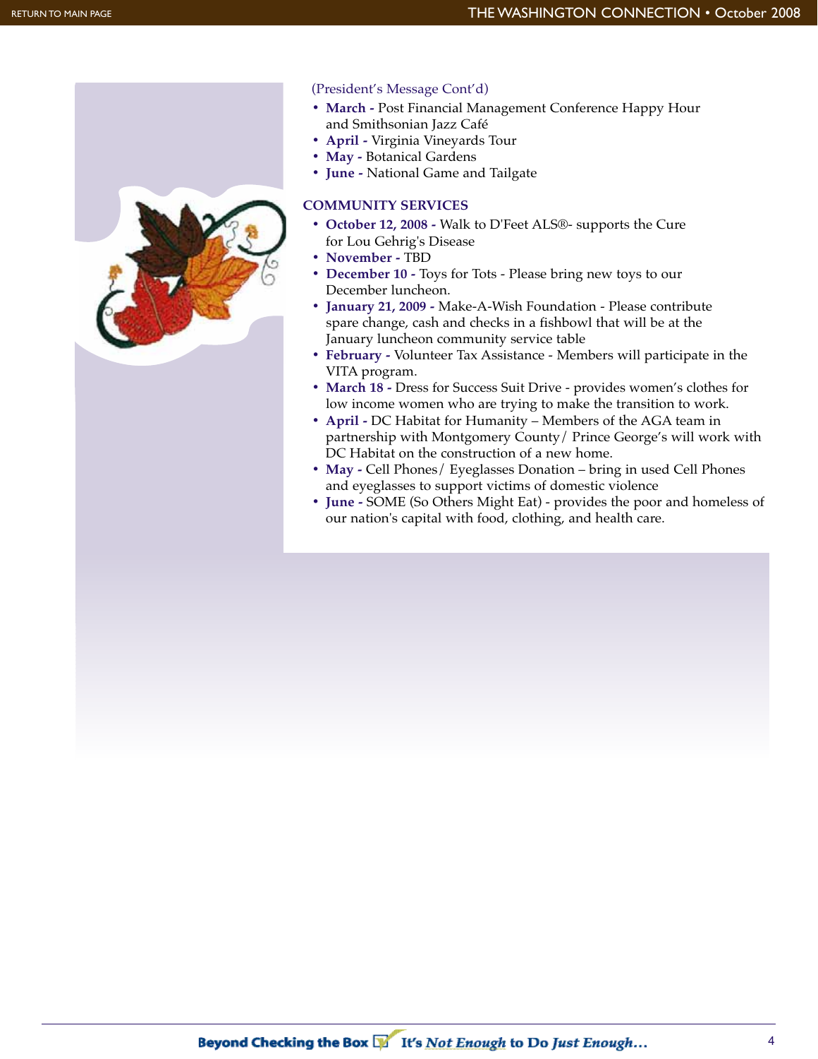(President's Message Cont'd)

- **March -** Post Financial Management Conference Happy Hour and Smithsonian Jazz Café
- **April -** Virginia Vineyards Tour
- **May -** Botanical Gardens
- **June -** National Game and Tailgate

## COMMUNITY SERVICES

- **October 12, 2008 -** Walk to D'Feet ALS®- supports the Cure for Lou Gehrig's Disease
- **November -** TBD
- **December 10 -** Toys for Tots - Please bring new toys to our December luncheon.
- **January 21, 2009 -** Make-A-Wish Foundation - Please contribute spare change, cash and checks in a fishbowl that will be at the January luncheon community service table
- **February -** Volunteer Tax Assistance - Members will participate in the VITA program.
- **March 18 -** Dress for Success Suit Drive - provides women's clothes for low income women who are trying to make the transition to work.
- **April -** DC Habitat for Humanity – Members of the AGA team in partnership with Montgomery County/ Prince George's will work with DC Habitat on the construction of a new home.
- **May -** Cell Phones/ Eyeglasses Donation – bring in used Cell Phones and eyeglasses to support victims of domestic violence
- **June -** SOME (So Others Might Eat) - provides the poor and homeless of our nation's capital with food, clothing, and health care.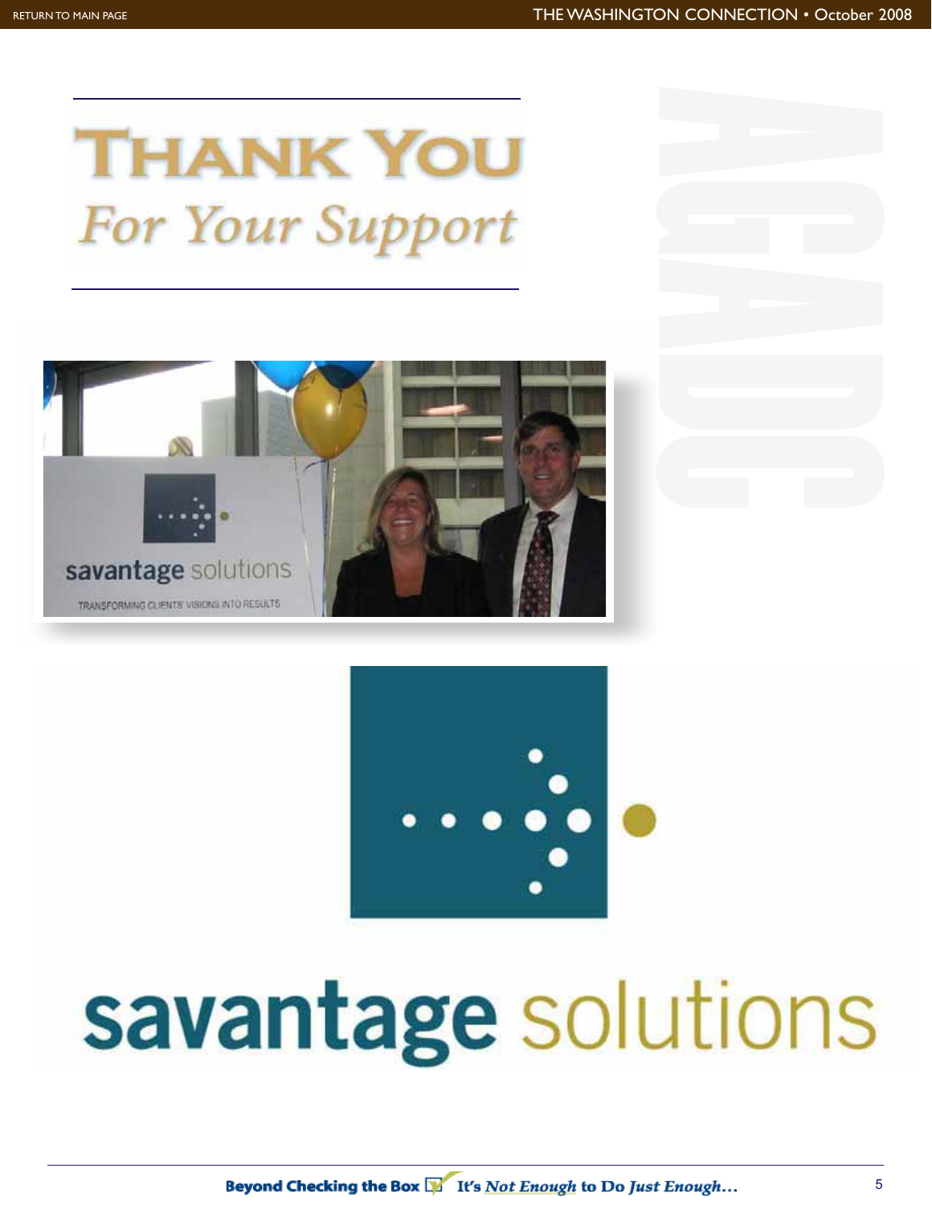# THANK YOU

*For Your Support*

savantage solutions

Beyond Checking the Box — It's *Not Enough* to Do *Just Enough*...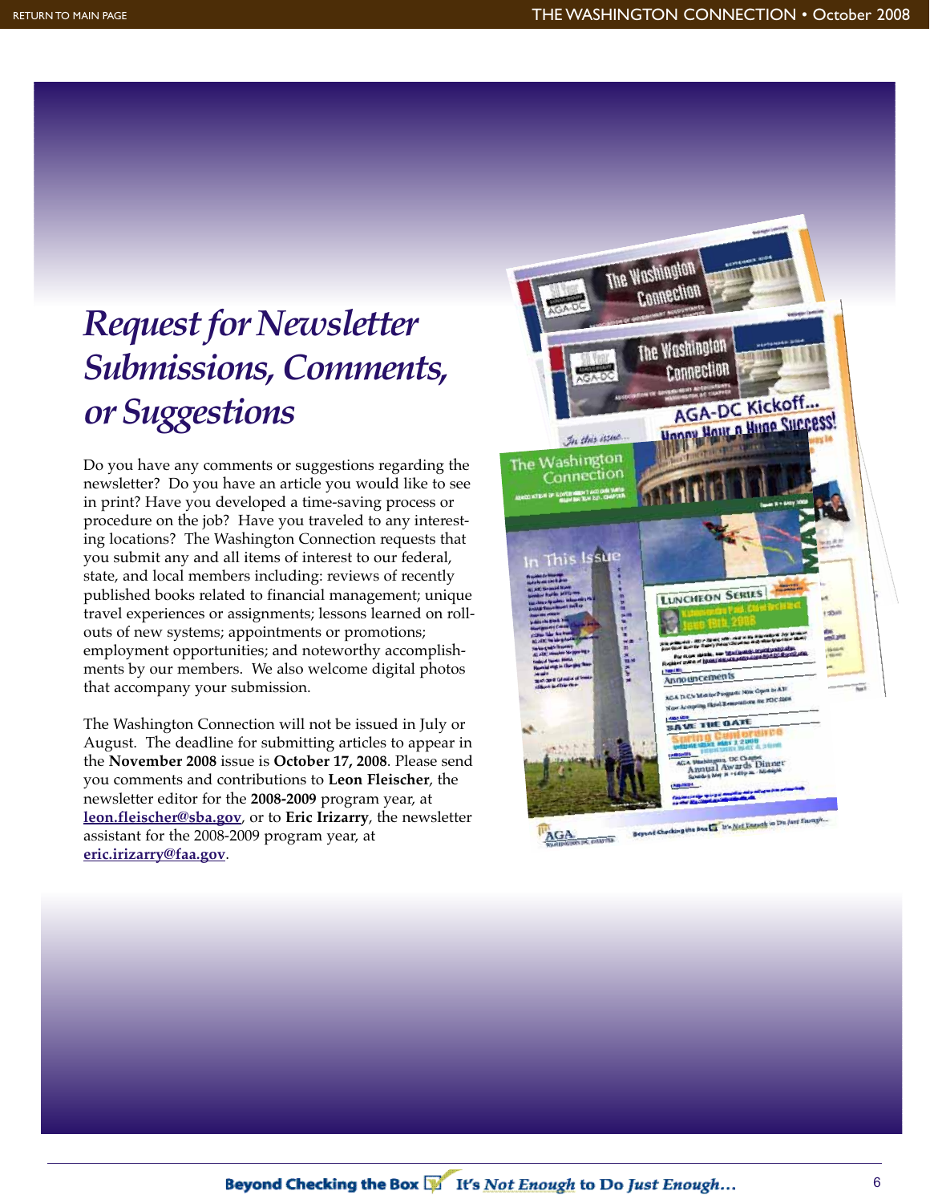# *Request for Newsletter Submissions, Comments, or Suggestions*

Do you have any comments or suggestions regarding the newsletter? Do you have an article you would like to see in print? Have you developed a time-saving process or procedure on the job? Have you traveled to any interesting locations? The Washington Connection requests that you submit any and all items of interest to our federal, state, and local members including: reviews of recently published books related to financial management; unique travel experiences or assignments; lessons learned on roll-outs of new systems; appointments or promotions; employment opportunities; and noteworthy accomplishments by our members. We also welcome digital photos that accompany your submission.

The Washington Connection will not be issued in July or August. The deadline for submitting articles to appear in the **November 2008** issue is **October 17, 2008**. Please send you comments and contributions to **Leon Fleischer**, the newsletter editor for the **2008-2009** program year, at **leon.fleischer@sba.gov**, or to **Eric Irizarry**, the newsletter assistant for the 2008-2009 program year, at **eric.irizarry@faa.gov**.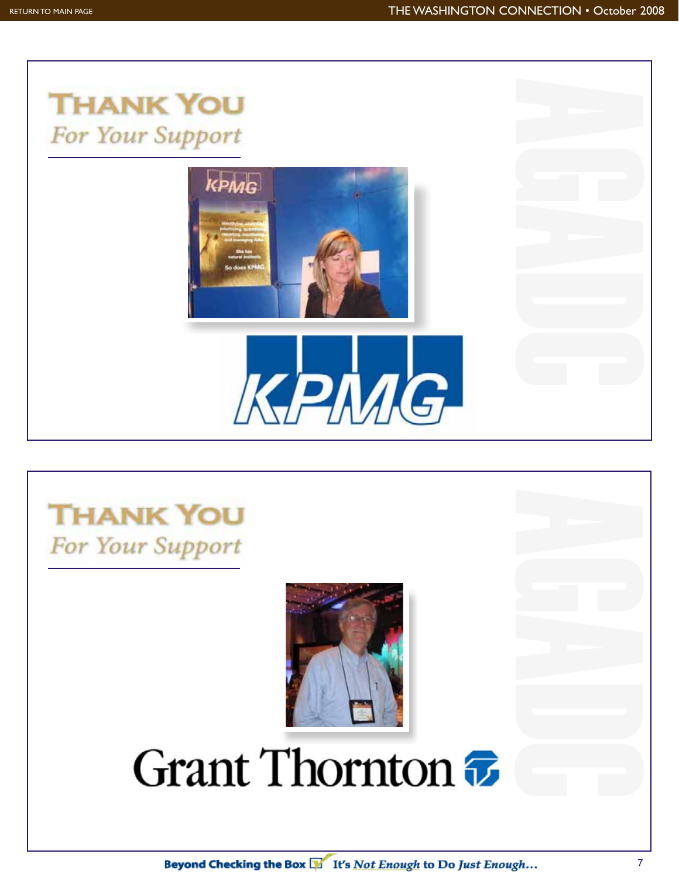# THANK YOU
*For Your Support*

KPMG

# THANK YOU
*For Your Support*

Grant Thornton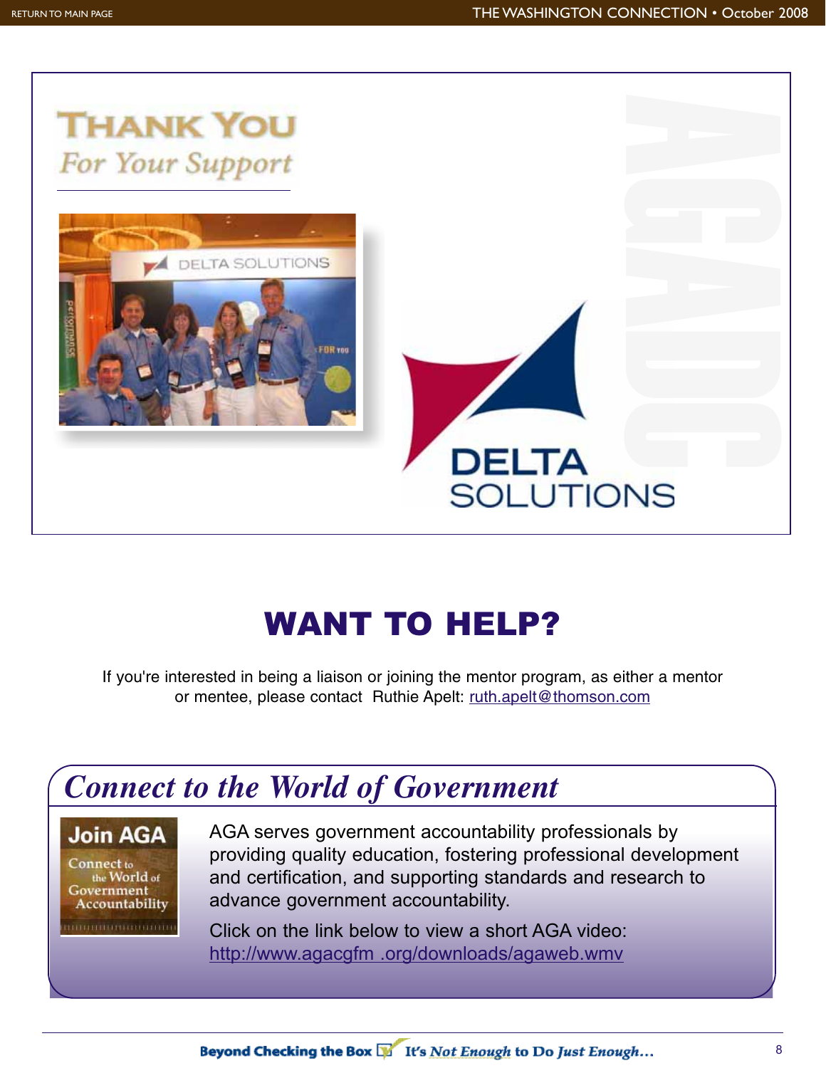# THANK YOU

*For Your Support*

DELTA SOLUTIONS

# WANT TO HELP?

If you're interested in being a liaison or joining the mentor program, as either a mentor or mentee, please contact Ruthie Apelt: ruth.apelt@thomson.com

## *Connect to the World of Government*

**Join AGA**

Connect to the World of Government Accountability

AGA serves government accountability professionals by providing quality education, fostering professional development and certification, and supporting standards and research to advance government accountability.

Click on the link below to view a short AGA video: http://www.agacgfm .org/downloads/agaweb.wmv

**Beyond Checking the Box** *It's Not Enough to Do Just Enough...*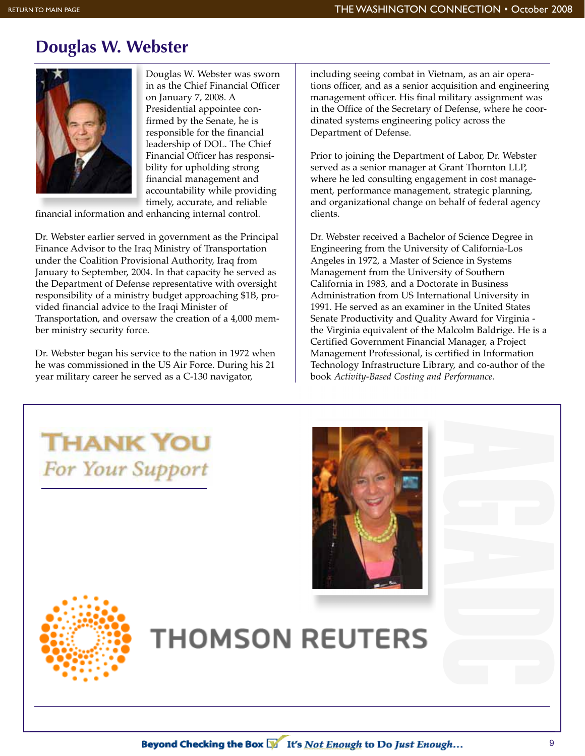## Douglas W. Webster

Douglas W. Webster was sworn in as the Chief Financial Officer on January 7, 2008. A Presidential appointee confirmed by the Senate, he is responsible for the financial leadership of DOL. The Chief Financial Officer has responsibility for upholding strong financial management and accountability while providing timely, accurate, and reliable financial information and enhancing internal control.

Dr. Webster earlier served in government as the Principal Finance Advisor to the Iraq Ministry of Transportation under the Coalition Provisional Authority, Iraq from January to September, 2004. In that capacity he served as the Department of Defense representative with oversight responsibility of a ministry budget approaching $1B, provided financial advice to the Iraqi Minister of Transportation, and oversaw the creation of a 4,000 member ministry security force.

Dr. Webster began his service to the nation in 1972 when he was commissioned in the US Air Force. During his 21 year military career he served as a C-130 navigator, including seeing combat in Vietnam, as an air operations officer, and as a senior acquisition and engineering management officer. His final military assignment was in the Office of the Secretary of Defense, where he coordinated systems engineering policy across the Department of Defense.

Prior to joining the Department of Labor, Dr. Webster served as a senior manager at Grant Thornton LLP, where he led consulting engagement in cost management, performance management, strategic planning, and organizational change on behalf of federal agency clients.

Dr. Webster received a Bachelor of Science Degree in Engineering from the University of California-Los Angeles in 1972, a Master of Science in Systems Management from the University of Southern California in 1983, and a Doctorate in Business Administration from US International University in 1991. He served as an examiner in the United States Senate Productivity and Quality Award for Virginia - the Virginia equivalent of the Malcolm Baldrige. He is a Certified Government Financial Manager, a Project Management Professional, is certified in Information Technology Infrastructure Library, and co-author of the book *Activity-Based Costing and Performance.*

**THANK YOU**
*For Your Support*

THOMSON REUTERS

AGA DC

**Beyond Checking the Box** It's *Not Enough* to Do *Just Enough*…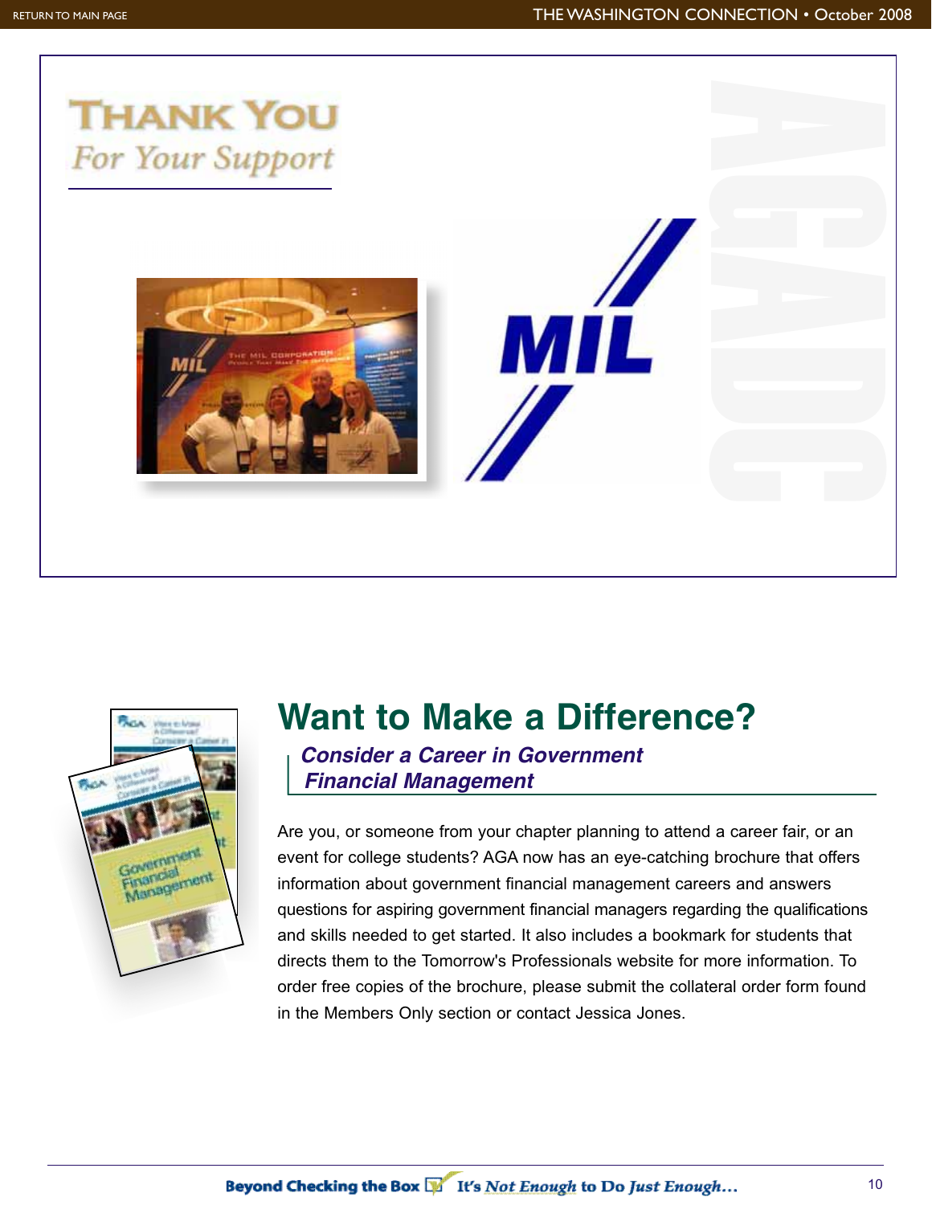# THANK YOU

*For Your Support*

MIL

AGADC

## Want to Make a Difference?

### *Consider a Career in Government Financial Management*

Are you, or someone from your chapter planning to attend a career fair, or an event for college students? AGA now has an eye-catching brochure that offers information about government financial management careers and answers questions for aspiring government financial managers regarding the qualifications and skills needed to get started. It also includes a bookmark for students that directs them to the Tomorrow's Professionals website for more information. To order free copies of the brochure, please submit the collateral order form found in the Members Only section or contact Jessica Jones.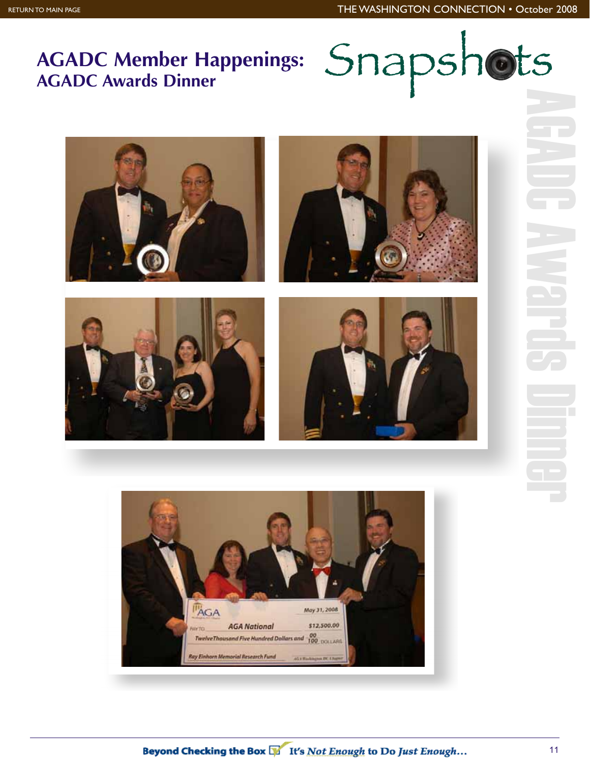# AGADC Member Happenings: AGADC Awards Dinner

Snapshots

AGADC Awards Dinner

Beyond Checking the Box — It's *Not Enough* to Do *Just Enough*...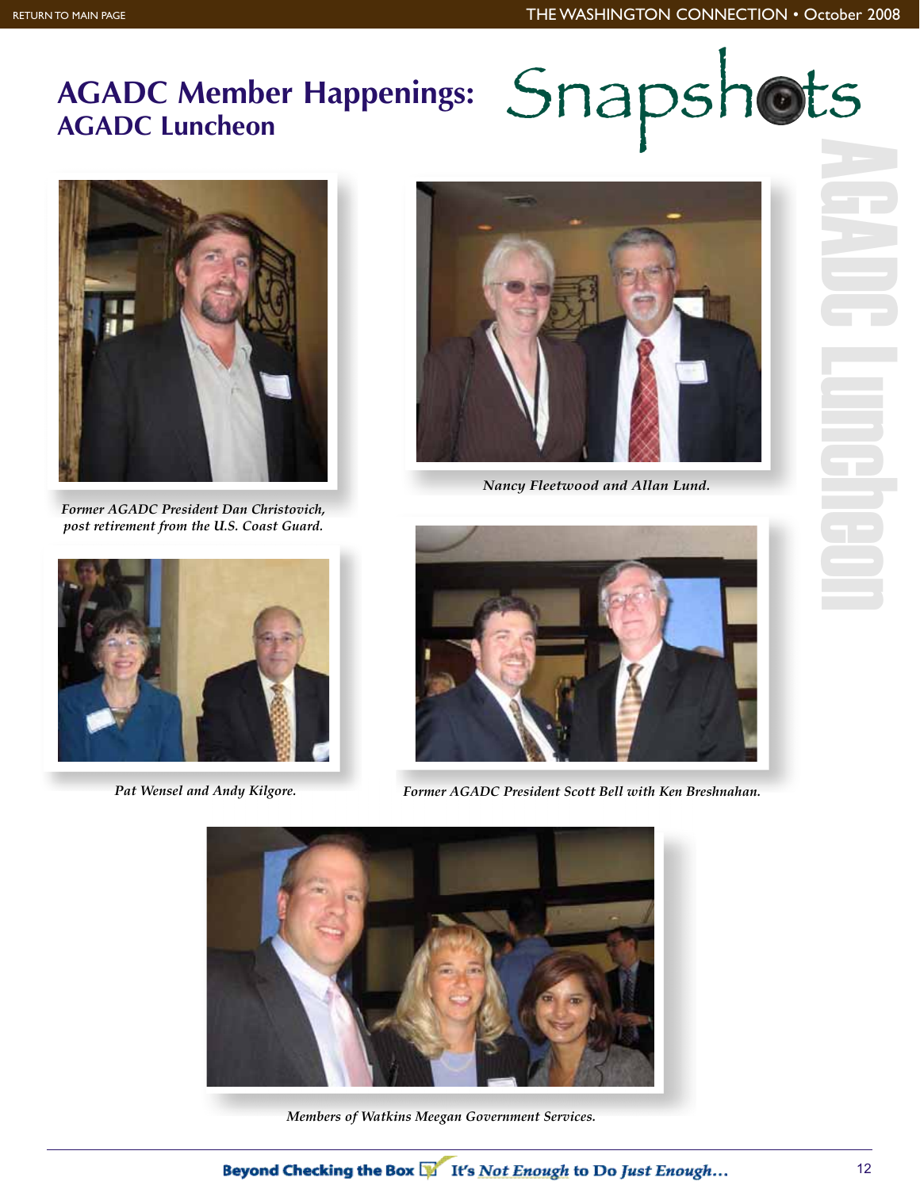# AGADC Member Happenings: AGADC Luncheon

Snapshots

AGADC Luncheon

*Former AGADC President Dan Christovich, post retirement from the U.S. Coast Guard.*

*Nancy Fleetwood and Allan Lund.*

*Pat Wensel and Andy Kilgore.*

*Former AGADC President Scott Bell with Ken Breshnahan.*

*Members of Watkins Meegan Government Services.*

**Beyond Checking the Box** It's *Not Enough* to Do *Just Enough*...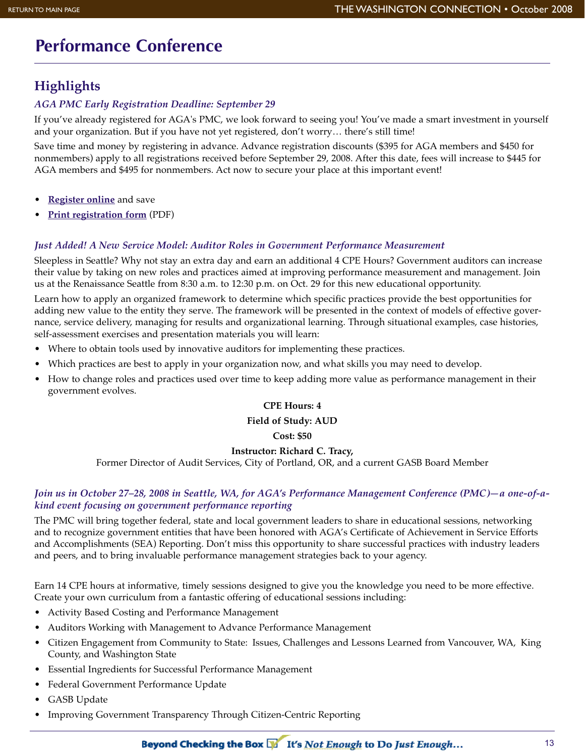# Performance Conference

## Highlights

### *AGA PMC Early Registration Deadline: September 29*

If you've already registered for AGA's PMC, we look forward to seeing you! You've made a smart investment in yourself and your organization. But if you have not yet registered, don't worry… there's still time!

Save time and money by registering in advance. Advance registration discounts ($395 for AGA members and $450 for nonmembers) apply to all registrations received before September 29, 2008. After this date, fees will increase to $445 for AGA members and $495 for nonmembers. Act now to secure your place at this important event!

- **Register online** and save
- **Print registration form** (PDF)

### *Just Added! A New Service Model: Auditor Roles in Government Performance Measurement*

Sleepless in Seattle? Why not stay an extra day and earn an additional 4 CPE Hours? Government auditors can increase their value by taking on new roles and practices aimed at improving performance measurement and management. Join us at the Renaissance Seattle from 8:30 a.m. to 12:30 p.m. on Oct. 29 for this new educational opportunity.

Learn how to apply an organized framework to determine which specific practices provide the best opportunities for adding new value to the entity they serve. The framework will be presented in the context of models of effective governance, service delivery, managing for results and organizational learning. Through situational examples, case histories, self-assessment exercises and presentation materials you will learn:

- Where to obtain tools used by innovative auditors for implementing these practices.
- Which practices are best to apply in your organization now, and what skills you may need to develop.
- How to change roles and practices used over time to keep adding more value as performance management in their government evolves.

**CPE Hours: 4**

**Field of Study: AUD**

**Cost: $50**

**Instructor: Richard C. Tracy,**
Former Director of Audit Services, City of Portland, OR, and a current GASB Board Member

### *Join us in October 27–28, 2008 in Seattle, WA, for AGA's Performance Management Conference (PMC)—a one-of-a-kind event focusing on government performance reporting*

The PMC will bring together federal, state and local government leaders to share in educational sessions, networking and to recognize government entities that have been honored with AGA's Certificate of Achievement in Service Efforts and Accomplishments (SEA) Reporting. Don't miss this opportunity to share successful practices with industry leaders and peers, and to bring invaluable performance management strategies back to your agency.

Earn 14 CPE hours at informative, timely sessions designed to give you the knowledge you need to be more effective. Create your own curriculum from a fantastic offering of educational sessions including:

- Activity Based Costing and Performance Management
- Auditors Working with Management to Advance Performance Management
- Citizen Engagement from Community to State: Issues, Challenges and Lessons Learned from Vancouver, WA, King County, and Washington State
- Essential Ingredients for Successful Performance Management
- Federal Government Performance Update
- GASB Update
- Improving Government Transparency Through Citizen-Centric Reporting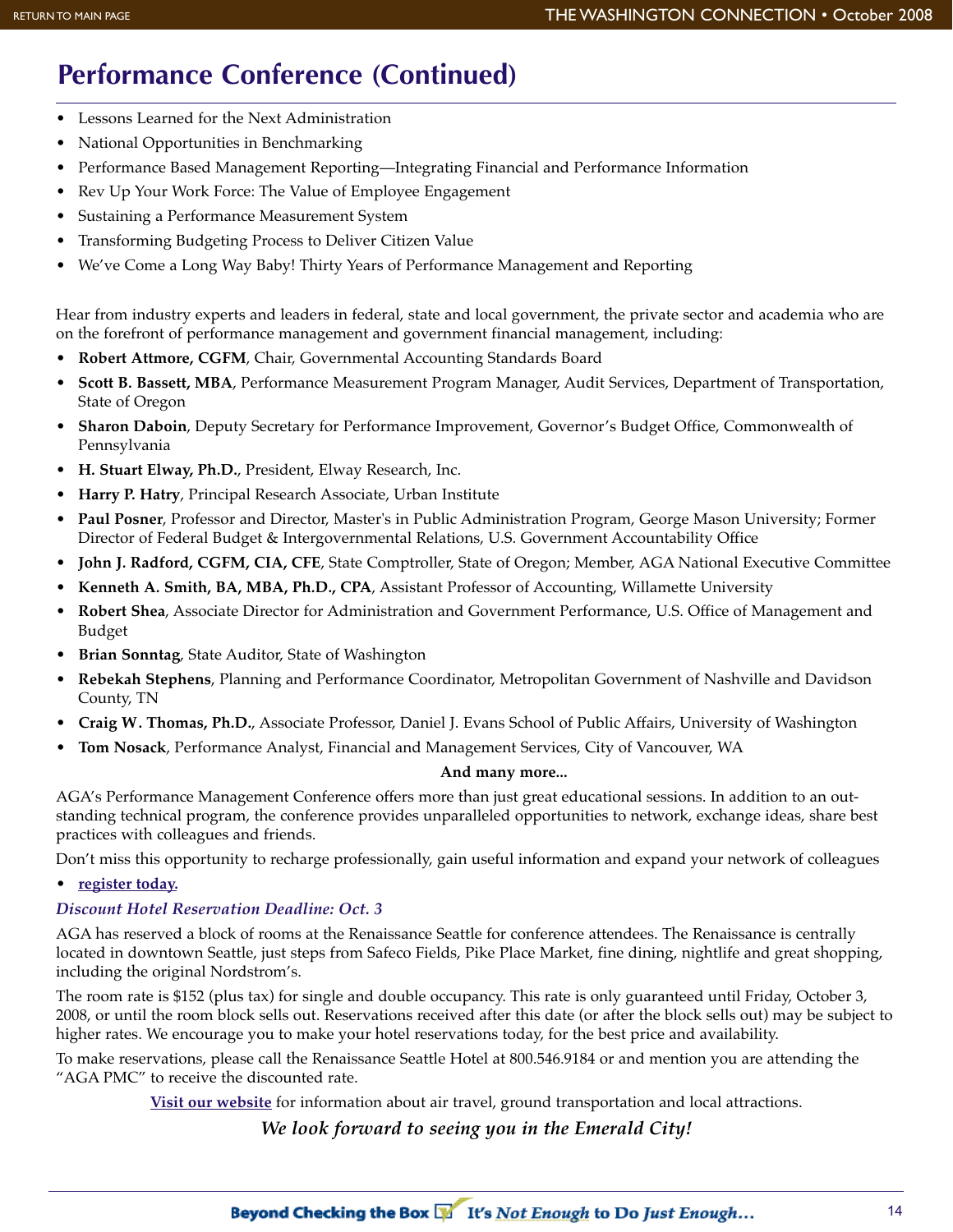# Performance Conference (Continued)

- Lessons Learned for the Next Administration
- National Opportunities in Benchmarking
- Performance Based Management Reporting—Integrating Financial and Performance Information
- Rev Up Your Work Force: The Value of Employee Engagement
- Sustaining a Performance Measurement System
- Transforming Budgeting Process to Deliver Citizen Value
- We've Come a Long Way Baby! Thirty Years of Performance Management and Reporting

Hear from industry experts and leaders in federal, state and local government, the private sector and academia who are on the forefront of performance management and government financial management, including:

- **Robert Attmore, CGFM**, Chair, Governmental Accounting Standards Board
- **Scott B. Bassett, MBA**, Performance Measurement Program Manager, Audit Services, Department of Transportation, State of Oregon
- **Sharon Daboin**, Deputy Secretary for Performance Improvement, Governor's Budget Office, Commonwealth of Pennsylvania
- **H. Stuart Elway, Ph.D.**, President, Elway Research, Inc.
- **Harry P. Hatry**, Principal Research Associate, Urban Institute
- **Paul Posner**, Professor and Director, Master's in Public Administration Program, George Mason University; Former Director of Federal Budget & Intergovernmental Relations, U.S. Government Accountability Office
- **John J. Radford, CGFM, CIA, CFE**, State Comptroller, State of Oregon; Member, AGA National Executive Committee
- **Kenneth A. Smith, BA, MBA, Ph.D., CPA**, Assistant Professor of Accounting, Willamette University
- **Robert Shea**, Associate Director for Administration and Government Performance, U.S. Office of Management and Budget
- **Brian Sonntag**, State Auditor, State of Washington
- **Rebekah Stephens**, Planning and Performance Coordinator, Metropolitan Government of Nashville and Davidson County, TN
- **Craig W. Thomas, Ph.D.**, Associate Professor, Daniel J. Evans School of Public Affairs, University of Washington
- **Tom Nosack**, Performance Analyst, Financial and Management Services, City of Vancouver, WA

**And many more...**

AGA's Performance Management Conference offers more than just great educational sessions. In addition to an outstanding technical program, the conference provides unparalleled opportunities to network, exchange ideas, share best practices with colleagues and friends.

Don't miss this opportunity to recharge professionally, gain useful information and expand your network of colleagues

- **register today.**

*Discount Hotel Reservation Deadline: Oct. 3*

AGA has reserved a block of rooms at the Renaissance Seattle for conference attendees. The Renaissance is centrally located in downtown Seattle, just steps from Safeco Fields, Pike Place Market, fine dining, nightlife and great shopping, including the original Nordstrom's.

The room rate is $152 (plus tax) for single and double occupancy. This rate is only guaranteed until Friday, October 3, 2008, or until the room block sells out. Reservations received after this date (or after the block sells out) may be subject to higher rates. We encourage you to make your hotel reservations today, for the best price and availability.

To make reservations, please call the Renaissance Seattle Hotel at 800.546.9184 or and mention you are attending the "AGA PMC" to receive the discounted rate.

**Visit our website** for information about air travel, ground transportation and local attractions.

***We look forward to seeing you in the Emerald City!***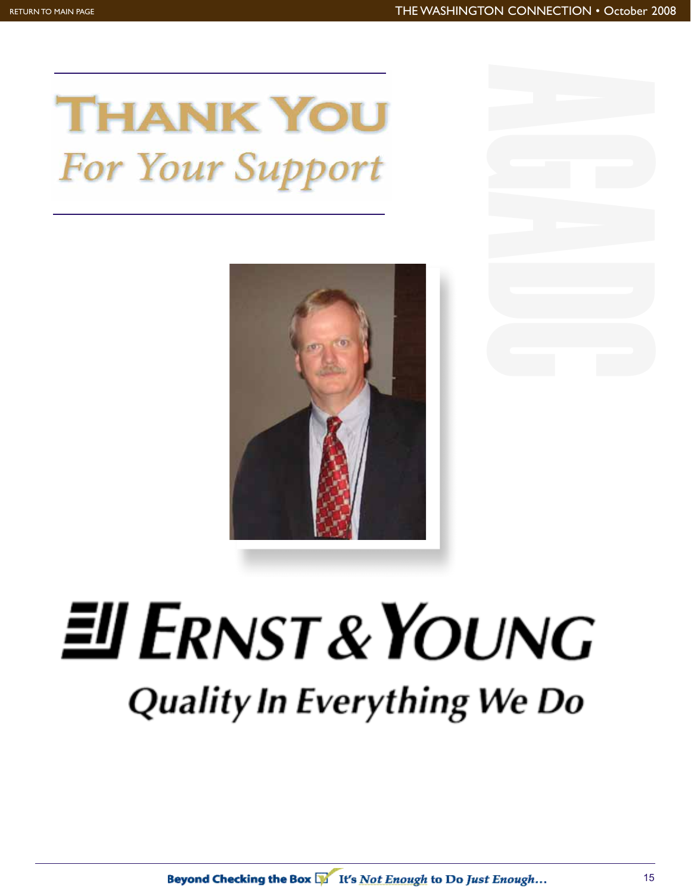# Thank You

*For Your Support*

AGADC

Ernst & Young

Quality In Everything We Do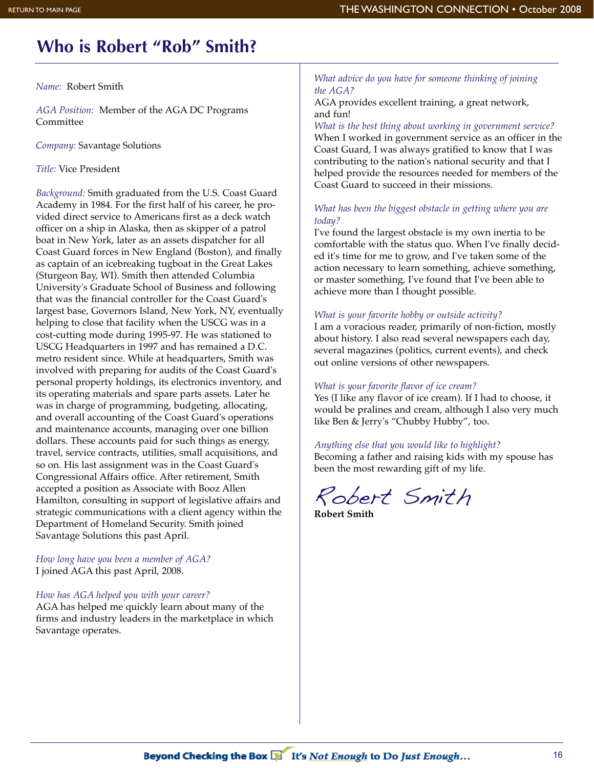# Who is Robert "Rob" Smith?

*Name:* Robert Smith

*AGA Position:* Member of the AGA DC Programs Committee

*Company:* Savantage Solutions

*Title:* Vice President

*Background:* Smith graduated from the U.S. Coast Guard Academy in 1984. For the first half of his career, he provided direct service to Americans first as a deck watch officer on a ship in Alaska, then as skipper of a patrol boat in New York, later as an assets dispatcher for all Coast Guard forces in New England (Boston), and finally as captain of an icebreaking tugboat in the Great Lakes (Sturgeon Bay, WI). Smith then attended Columbia University's Graduate School of Business and following that was the financial controller for the Coast Guard's largest base, Governors Island, New York, NY, eventually helping to close that facility when the USCG was in a cost-cutting mode during 1995-97. He was stationed to USCG Headquarters in 1997 and has remained a D.C. metro resident since. While at headquarters, Smith was involved with preparing for audits of the Coast Guard's personal property holdings, its electronics inventory, and its operating materials and spare parts assets. Later he was in charge of programming, budgeting, allocating, and overall accounting of the Coast Guard's operations and maintenance accounts, managing over one billion dollars. These accounts paid for such things as energy, travel, service contracts, utilities, small acquisitions, and so on. His last assignment was in the Coast Guard's Congressional Affairs office. After retirement, Smith accepted a position as Associate with Booz Allen Hamilton, consulting in support of legislative affairs and strategic communications with a client agency within the Department of Homeland Security. Smith joined Savantage Solutions this past April.

*How long have you been a member of AGA?*
I joined AGA this past April, 2008.

*How has AGA helped you with your career?*
AGA has helped me quickly learn about many of the firms and industry leaders in the marketplace in which Savantage operates.

*What advice do you have for someone thinking of joining the AGA?*
AGA provides excellent training, a great network, and fun!

*What is the best thing about working in government service?*
When I worked in government service as an officer in the Coast Guard, I was always gratified to know that I was contributing to the nation's national security and that I helped provide the resources needed for members of the Coast Guard to succeed in their missions.

*What has been the biggest obstacle in getting where you are today?*
I've found the largest obstacle is my own inertia to be comfortable with the status quo. When I've finally decided it's time for me to grow, and I've taken some of the action necessary to learn something, achieve something, or master something, I've found that I've been able to achieve more than I thought possible.

*What is your favorite hobby or outside activity?*
I am a voracious reader, primarily of non-fiction, mostly about history. I also read several newspapers each day, several magazines (politics, current events), and check out online versions of other newspapers.

*What is your favorite flavor of ice cream?*
Yes (I like any flavor of ice cream). If I had to choose, it would be pralines and cream, although I also very much like Ben & Jerry's "Chubby Hubby", too.

*Anything else that you would like to highlight?*
Becoming a father and raising kids with my spouse has been the most rewarding gift of my life.

*Robert Smith*
**Robert Smith**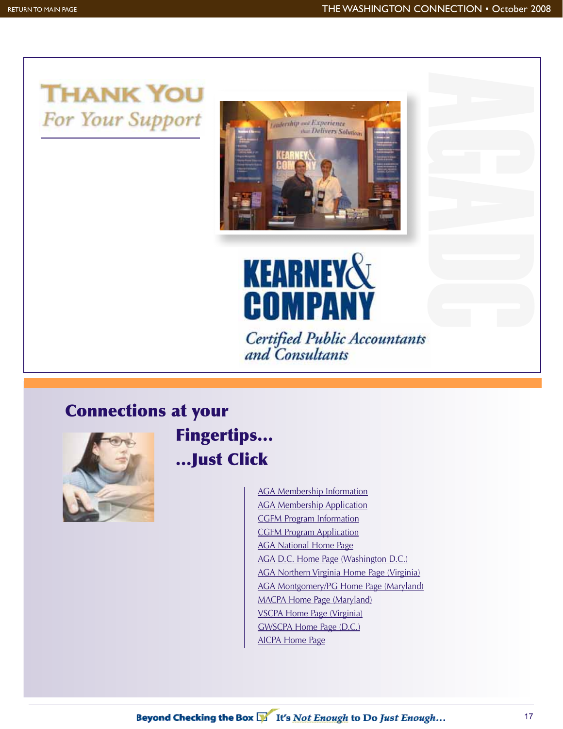# THANK YOU

*For Your Support*

**KEARNEY & COMPANY**

*Certified Public Accountants and Consultants*

AGADC

## Connections at your Fingertips... ...Just Click

- AGA Membership Information
- AGA Membership Application
- CGFM Program Information
- CGFM Program Application
- AGA National Home Page
- AGA D.C. Home Page (Washington D.C.)
- AGA Northern Virginia Home Page (Virginia)
- AGA Montgomery/PG Home Page (Maryland)
- MACPA Home Page (Maryland)
- VSCPA Home Page (Virginia)
- GWSCPA Home Page (D.C.)
- AICPA Home Page

**Beyond Checking the Box** ✓ **It's *Not Enough* to Do *Just Enough*...**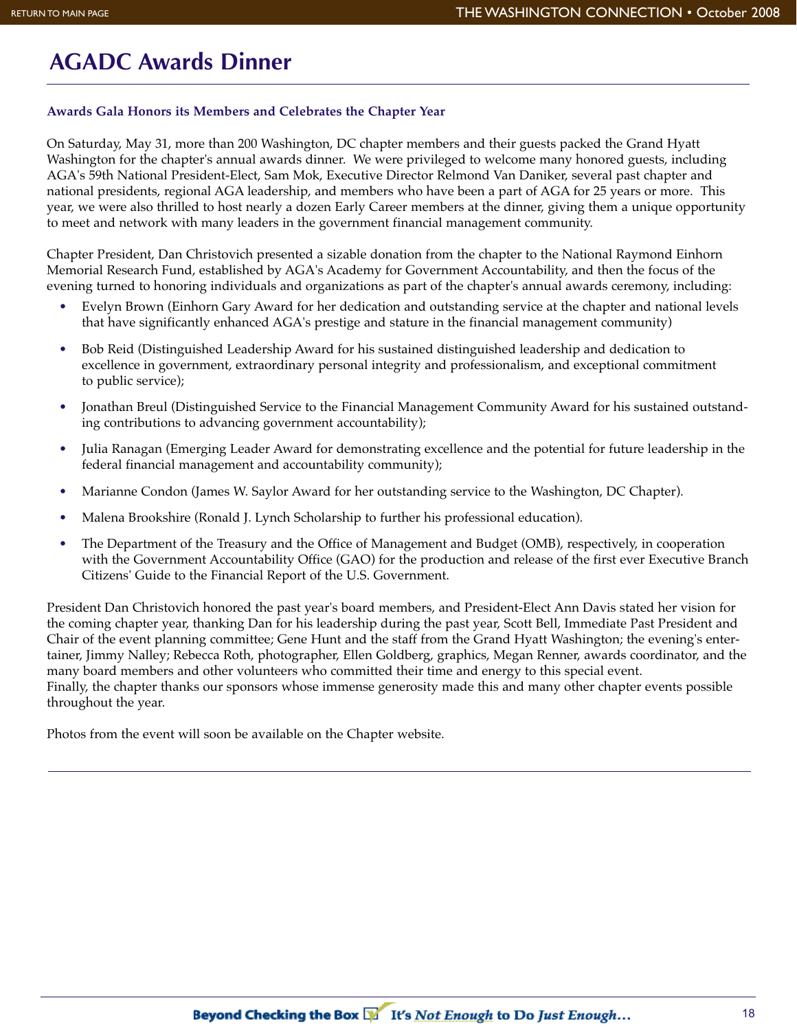# AGADC Awards Dinner

### Awards Gala Honors its Members and Celebrates the Chapter Year

On Saturday, May 31, more than 200 Washington, DC chapter members and their guests packed the Grand Hyatt Washington for the chapter's annual awards dinner. We were privileged to welcome many honored guests, including AGA's 59th National President-Elect, Sam Mok, Executive Director Relmond Van Daniker, several past chapter and national presidents, regional AGA leadership, and members who have been a part of AGA for 25 years or more. This year, we were also thrilled to host nearly a dozen Early Career members at the dinner, giving them a unique opportunity to meet and network with many leaders in the government financial management community.

Chapter President, Dan Christovich presented a sizable donation from the chapter to the National Raymond Einhorn Memorial Research Fund, established by AGA's Academy for Government Accountability, and then the focus of the evening turned to honoring individuals and organizations as part of the chapter's annual awards ceremony, including:

- Evelyn Brown (Einhorn Gary Award for her dedication and outstanding service at the chapter and national levels that have significantly enhanced AGA's prestige and stature in the financial management community)
- Bob Reid (Distinguished Leadership Award for his sustained distinguished leadership and dedication to excellence in government, extraordinary personal integrity and professionalism, and exceptional commitment to public service);
- Jonathan Breul (Distinguished Service to the Financial Management Community Award for his sustained outstanding contributions to advancing government accountability);
- Julia Ranagan (Emerging Leader Award for demonstrating excellence and the potential for future leadership in the federal financial management and accountability community);
- Marianne Condon (James W. Saylor Award for her outstanding service to the Washington, DC Chapter).
- Malena Brookshire (Ronald J. Lynch Scholarship to further his professional education).
- The Department of the Treasury and the Office of Management and Budget (OMB), respectively, in cooperation with the Government Accountability Office (GAO) for the production and release of the first ever Executive Branch Citizens' Guide to the Financial Report of the U.S. Government.

President Dan Christovich honored the past year's board members, and President-Elect Ann Davis stated her vision for the coming chapter year, thanking Dan for his leadership during the past year, Scott Bell, Immediate Past President and Chair of the event planning committee; Gene Hunt and the staff from the Grand Hyatt Washington; the evening's entertainer, Jimmy Nalley; Rebecca Roth, photographer, Ellen Goldberg, graphics, Megan Renner, awards coordinator, and the many board members and other volunteers who committed their time and energy to this special event.
Finally, the chapter thanks our sponsors whose immense generosity made this and many other chapter events possible throughout the year.

Photos from the event will soon be available on the Chapter website.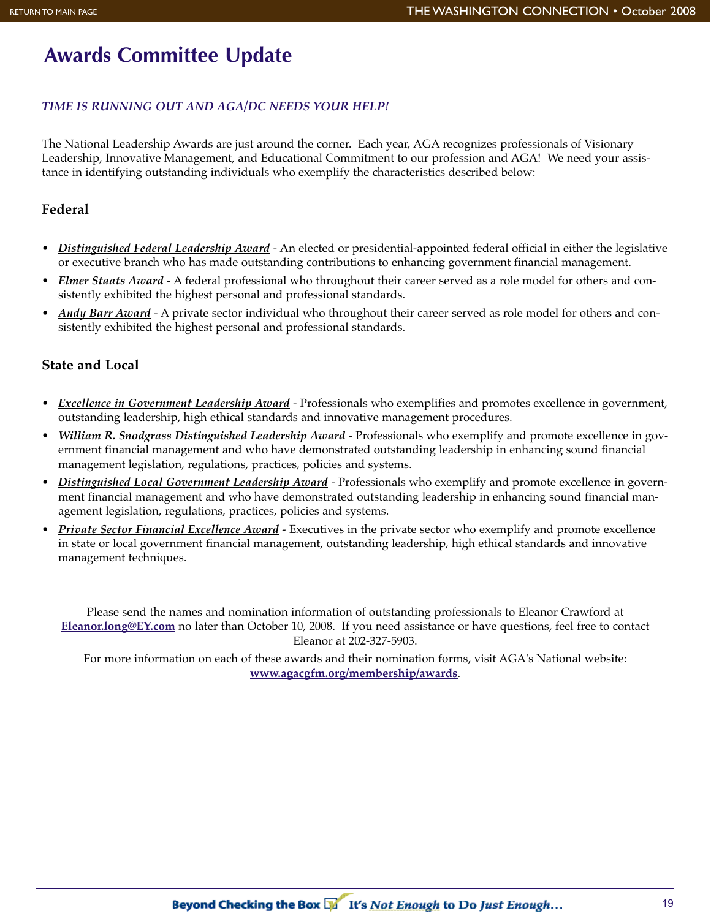# Awards Committee Update

*TIME IS RUNNING OUT AND AGA/DC NEEDS YOUR HELP!*

The National Leadership Awards are just around the corner. Each year, AGA recognizes professionals of Visionary Leadership, Innovative Management, and Educational Commitment to our profession and AGA! We need your assistance in identifying outstanding individuals who exemplify the characteristics described below:

## Federal

- ***Distinguished Federal Leadership Award*** - An elected or presidential-appointed federal official in either the legislative or executive branch who has made outstanding contributions to enhancing government financial management.
- ***Elmer Staats Award*** - A federal professional who throughout their career served as a role model for others and consistently exhibited the highest personal and professional standards.
- ***Andy Barr Award*** - A private sector individual who throughout their career served as role model for others and consistently exhibited the highest personal and professional standards.

## State and Local

- ***Excellence in Government Leadership Award*** - Professionals who exemplifies and promotes excellence in government, outstanding leadership, high ethical standards and innovative management procedures.
- ***William R. Snodgrass Distinguished Leadership Award*** - Professionals who exemplify and promote excellence in government financial management and who have demonstrated outstanding leadership in enhancing sound financial management legislation, regulations, practices, policies and systems.
- ***Distinguished Local Government Leadership Award*** - Professionals who exemplify and promote excellence in government financial management and who have demonstrated outstanding leadership in enhancing sound financial management legislation, regulations, practices, policies and systems.
- ***Private Sector Financial Excellence Award*** - Executives in the private sector who exemplify and promote excellence in state or local government financial management, outstanding leadership, high ethical standards and innovative management techniques.

Please send the names and nomination information of outstanding professionals to Eleanor Crawford at **Eleanor.long@EY.com** no later than October 10, 2008. If you need assistance or have questions, feel free to contact Eleanor at 202-327-5903.

For more information on each of these awards and their nomination forms, visit AGA's National website: **www.agacgfm.org/membership/awards**.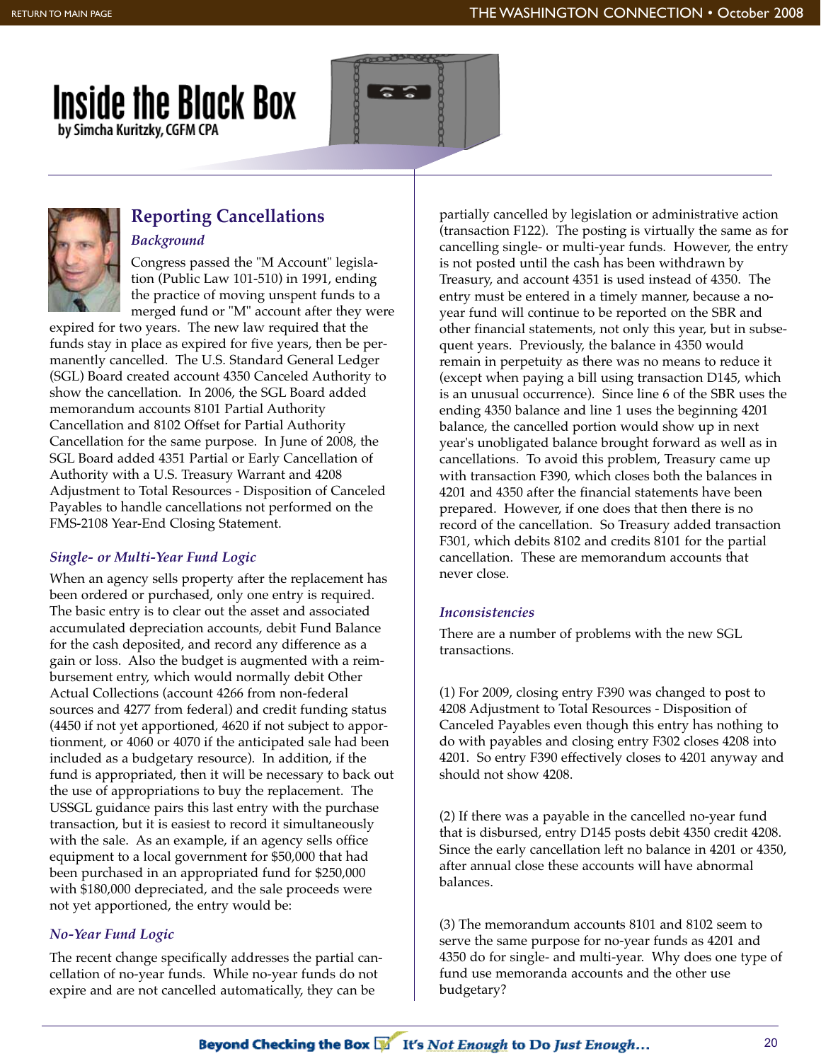# Inside the Black Box

by Simcha Kuritzky, CGFM CPA

## Reporting Cancellations

### *Background*

Congress passed the "M Account" legislation (Public Law 101-510) in 1991, ending the practice of moving unspent funds to a merged fund or "M" account after they were expired for two years. The new law required that the funds stay in place as expired for five years, then be permanently cancelled. The U.S. Standard General Ledger (SGL) Board created account 4350 Canceled Authority to show the cancellation. In 2006, the SGL Board added memorandum accounts 8101 Partial Authority Cancellation and 8102 Offset for Partial Authority Cancellation for the same purpose. In June of 2008, the SGL Board added 4351 Partial or Early Cancellation of Authority with a U.S. Treasury Warrant and 4208 Adjustment to Total Resources - Disposition of Canceled Payables to handle cancellations not performed on the FMS-2108 Year-End Closing Statement.

### *Single- or Multi-Year Fund Logic*

When an agency sells property after the replacement has been ordered or purchased, only one entry is required. The basic entry is to clear out the asset and associated accumulated depreciation accounts, debit Fund Balance for the cash deposited, and record any difference as a gain or loss. Also the budget is augmented with a reimbursement entry, which would normally debit Other Actual Collections (account 4266 from non-federal sources and 4277 from federal) and credit funding status (4450 if not yet apportioned, 4620 if not subject to apportionment, or 4060 or 4070 if the anticipated sale had been included as a budgetary resource). In addition, if the fund is appropriated, then it will be necessary to back out the use of appropriations to buy the replacement. The USSGL guidance pairs this last entry with the purchase transaction, but it is easiest to record it simultaneously with the sale. As an example, if an agency sells office equipment to a local government for $50,000 that had been purchased in an appropriated fund for $250,000 with $180,000 depreciated, and the sale proceeds were not yet apportioned, the entry would be:

### *No-Year Fund Logic*

The recent change specifically addresses the partial cancellation of no-year funds. While no-year funds do not expire and are not cancelled automatically, they can be partially cancelled by legislation or administrative action (transaction F122). The posting is virtually the same as for cancelling single- or multi-year funds. However, the entry is not posted until the cash has been withdrawn by Treasury, and account 4351 is used instead of 4350. The entry must be entered in a timely manner, because a no-year fund will continue to be reported on the SBR and other financial statements, not only this year, but in subsequent years. Previously, the balance in 4350 would remain in perpetuity as there was no means to reduce it (except when paying a bill using transaction D145, which is an unusual occurrence). Since line 6 of the SBR uses the ending 4350 balance and line 1 uses the beginning 4201 balance, the cancelled portion would show up in next year's unobligated balance brought forward as well as in cancellations. To avoid this problem, Treasury came up with transaction F390, which closes both the balances in 4201 and 4350 after the financial statements have been prepared. However, if one does that then there is no record of the cancellation. So Treasury added transaction F301, which debits 8102 and credits 8101 for the partial cancellation. These are memorandum accounts that never close.

### *Inconsistencies*

There are a number of problems with the new SGL transactions.

(1) For 2009, closing entry F390 was changed to post to 4208 Adjustment to Total Resources - Disposition of Canceled Payables even though this entry has nothing to do with payables and closing entry F302 closes 4208 into 4201. So entry F390 effectively closes to 4201 anyway and should not show 4208.

(2) If there was a payable in the cancelled no-year fund that is disbursed, entry D145 posts debit 4350 credit 4208. Since the early cancellation left no balance in 4201 or 4350, after annual close these accounts will have abnormal balances.

(3) The memorandum accounts 8101 and 8102 seem to serve the same purpose for no-year funds as 4201 and 4350 do for single- and multi-year. Why does one type of fund use memoranda accounts and the other use budgetary?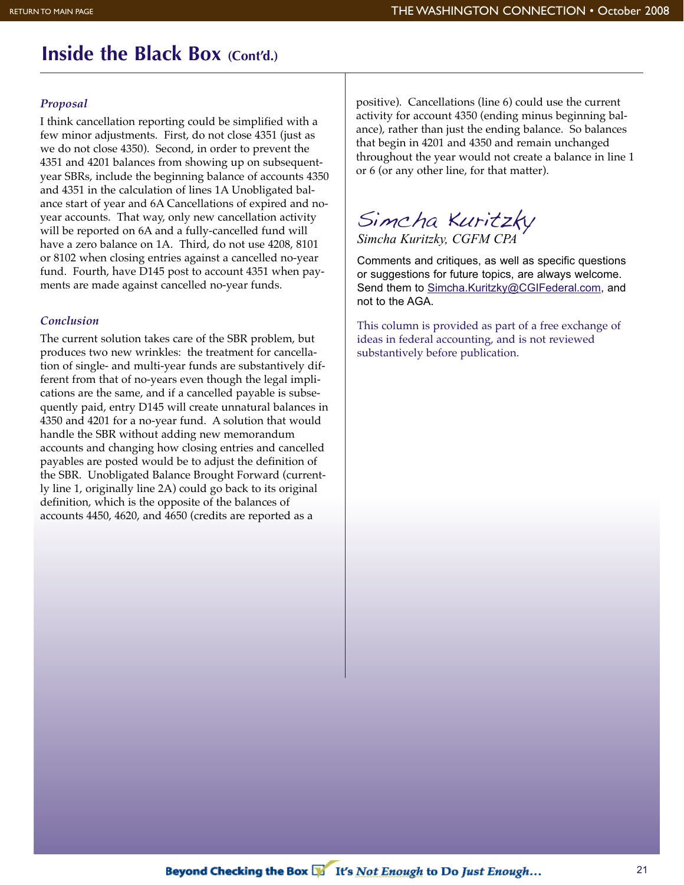# Inside the Black Box (Cont'd.)

### *Proposal*

I think cancellation reporting could be simplified with a few minor adjustments. First, do not close 4351 (just as we do not close 4350). Second, in order to prevent the 4351 and 4201 balances from showing up on subsequent-year SBRs, include the beginning balance of accounts 4350 and 4351 in the calculation of lines 1A Unobligated balance start of year and 6A Cancellations of expired and no-year accounts. That way, only new cancellation activity will be reported on 6A and a fully-cancelled fund will have a zero balance on 1A. Third, do not use 4208, 8101 or 8102 when closing entries against a cancelled no-year fund. Fourth, have D145 post to account 4351 when payments are made against cancelled no-year funds.

### *Conclusion*

The current solution takes care of the SBR problem, but produces two new wrinkles: the treatment for cancellation of single- and multi-year funds are substantively different from that of no-years even though the legal implications are the same, and if a cancelled payable is subsequently paid, entry D145 will create unnatural balances in 4350 and 4201 for a no-year fund. A solution that would handle the SBR without adding new memorandum accounts and changing how closing entries and cancelled payables are posted would be to adjust the definition of the SBR. Unobligated Balance Brought Forward (currently line 1, originally line 2A) could go back to its original definition, which is the opposite of the balances of accounts 4450, 4620, and 4650 (credits are reported as a positive). Cancellations (line 6) could use the current activity for account 4350 (ending minus beginning balance), rather than just the ending balance. So balances that begin in 4201 and 4350 and remain unchanged throughout the year would not create a balance in line 1 or 6 (or any other line, for that matter).

*Simcha Kuritzky, CGFM CPA*

Comments and critiques, as well as specific questions or suggestions for future topics, are always welcome. Send them to Simcha.Kuritzky@CGIFederal.com, and not to the AGA.

This column is provided as part of a free exchange of ideas in federal accounting, and is not reviewed substantively before publication.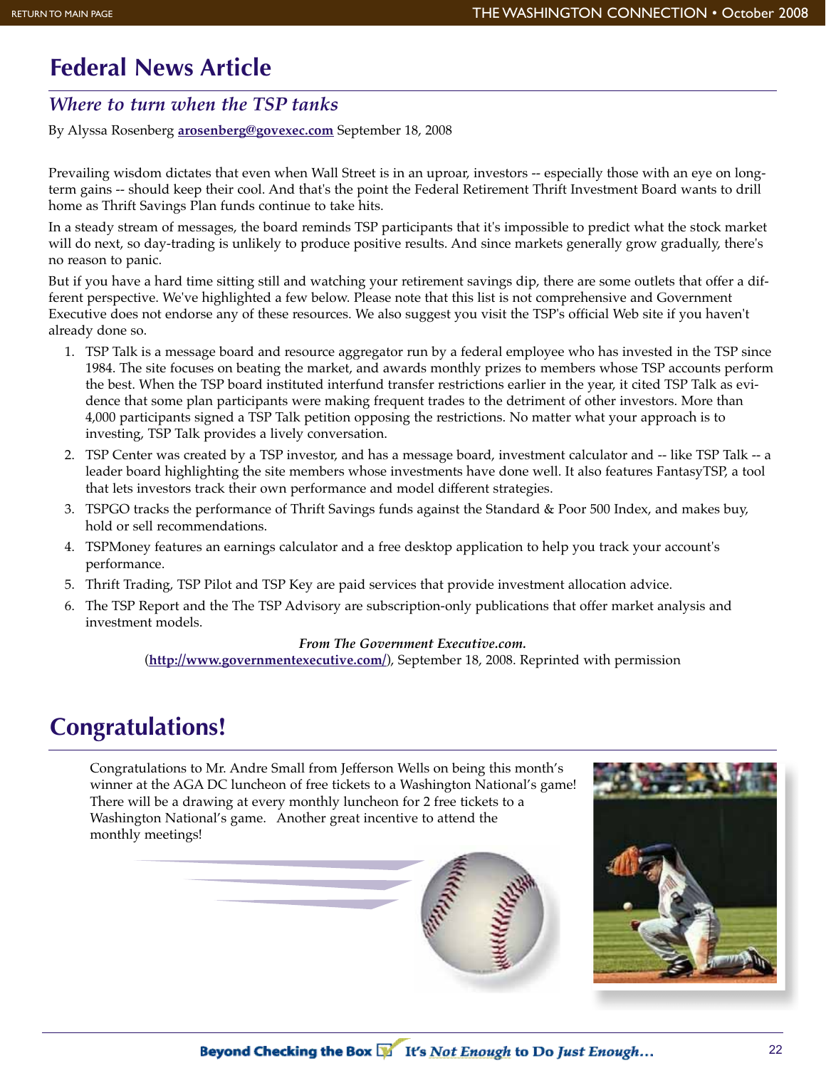# Federal News Article

## *Where to turn when the TSP tanks*

By Alyssa Rosenberg **arosenberg@govexec.com** September 18, 2008

Prevailing wisdom dictates that even when Wall Street is in an uproar, investors -- especially those with an eye on long-term gains -- should keep their cool. And that's the point the Federal Retirement Thrift Investment Board wants to drill home as Thrift Savings Plan funds continue to take hits.

In a steady stream of messages, the board reminds TSP participants that it's impossible to predict what the stock market will do next, so day-trading is unlikely to produce positive results. And since markets generally grow gradually, there's no reason to panic.

But if you have a hard time sitting still and watching your retirement savings dip, there are some outlets that offer a different perspective. We've highlighted a few below. Please note that this list is not comprehensive and Government Executive does not endorse any of these resources. We also suggest you visit the TSP's official Web site if you haven't already done so.

1. TSP Talk is a message board and resource aggregator run by a federal employee who has invested in the TSP since 1984. The site focuses on beating the market, and awards monthly prizes to members whose TSP accounts perform the best. When the TSP board instituted interfund transfer restrictions earlier in the year, it cited TSP Talk as evidence that some plan participants were making frequent trades to the detriment of other investors. More than 4,000 participants signed a TSP Talk petition opposing the restrictions. No matter what your approach is to investing, TSP Talk provides a lively conversation.
2. TSP Center was created by a TSP investor, and has a message board, investment calculator and -- like TSP Talk -- a leader board highlighting the site members whose investments have done well. It also features FantasyTSP, a tool that lets investors track their own performance and model different strategies.
3. TSPGO tracks the performance of Thrift Savings funds against the Standard & Poor 500 Index, and makes buy, hold or sell recommendations.
4. TSPMoney features an earnings calculator and a free desktop application to help you track your account's performance.
5. Thrift Trading, TSP Pilot and TSP Key are paid services that provide investment allocation advice.
6. The TSP Report and the The TSP Advisory are subscription-only publications that offer market analysis and investment models.

*From The Government Executive.com.*
(**http://www.governmentexecutive.com/**), September 18, 2008. Reprinted with permission

# Congratulations!

Congratulations to Mr. Andre Small from Jefferson Wells on being this month's winner at the AGA DC luncheon of free tickets to a Washington National's game! There will be a drawing at every monthly luncheon for 2 free tickets to a Washington National's game. Another great incentive to attend the monthly meetings!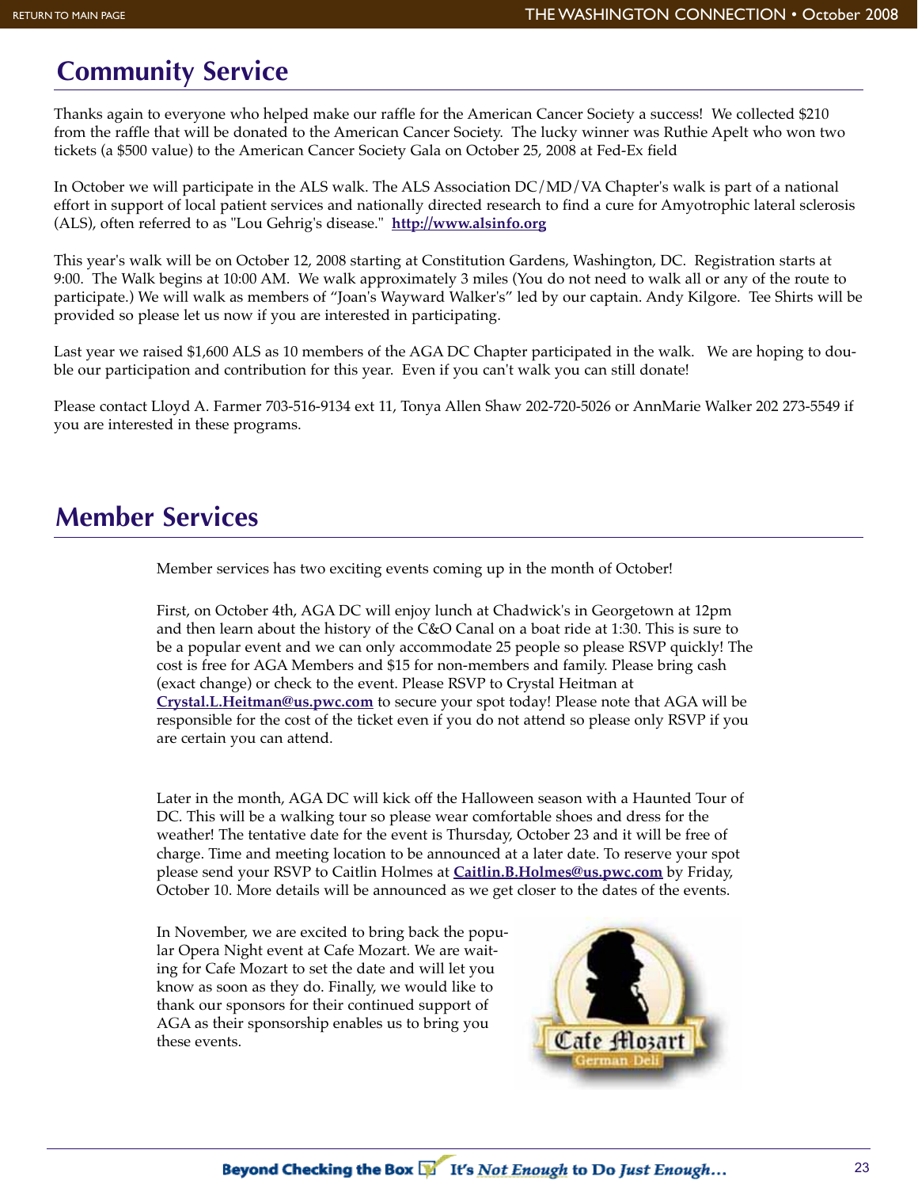## Community Service

Thanks again to everyone who helped make our raffle for the American Cancer Society a success! We collected $210 from the raffle that will be donated to the American Cancer Society. The lucky winner was Ruthie Apelt who won two tickets (a $500 value) to the American Cancer Society Gala on October 25, 2008 at Fed-Ex field

In October we will participate in the ALS walk. The ALS Association DC/MD/VA Chapter's walk is part of a national effort in support of local patient services and nationally directed research to find a cure for Amyotrophic lateral sclerosis (ALS), often referred to as "Lou Gehrig's disease." **http://www.alsinfo.org**

This year's walk will be on October 12, 2008 starting at Constitution Gardens, Washington, DC. Registration starts at 9:00. The Walk begins at 10:00 AM. We walk approximately 3 miles (You do not need to walk all or any of the route to participate.) We will walk as members of "Joan's Wayward Walker's" led by our captain. Andy Kilgore. Tee Shirts will be provided so please let us now if you are interested in participating.

Last year we raised $1,600 ALS as 10 members of the AGA DC Chapter participated in the walk. We are hoping to double our participation and contribution for this year. Even if you can't walk you can still donate!

Please contact Lloyd A. Farmer 703-516-9134 ext 11, Tonya Allen Shaw 202-720-5026 or AnnMarie Walker 202 273-5549 if you are interested in these programs.

## Member Services

Member services has two exciting events coming up in the month of October!

First, on October 4th, AGA DC will enjoy lunch at Chadwick's in Georgetown at 12pm and then learn about the history of the C&O Canal on a boat ride at 1:30. This is sure to be a popular event and we can only accommodate 25 people so please RSVP quickly! The cost is free for AGA Members and $15 for non-members and family. Please bring cash (exact change) or check to the event. Please RSVP to Crystal Heitman at **Crystal.L.Heitman@us.pwc.com** to secure your spot today! Please note that AGA will be responsible for the cost of the ticket even if you do not attend so please only RSVP if you are certain you can attend.

Later in the month, AGA DC will kick off the Halloween season with a Haunted Tour of DC. This will be a walking tour so please wear comfortable shoes and dress for the weather! The tentative date for the event is Thursday, October 23 and it will be free of charge. Time and meeting location to be announced at a later date. To reserve your spot please send your RSVP to Caitlin Holmes at **Caitlin.B.Holmes@us.pwc.com** by Friday, October 10. More details will be announced as we get closer to the dates of the events.

In November, we are excited to bring back the popular Opera Night event at Cafe Mozart. We are waiting for Cafe Mozart to set the date and will let you know as soon as they do. Finally, we would like to thank our sponsors for their continued support of AGA as their sponsorship enables us to bring you these events.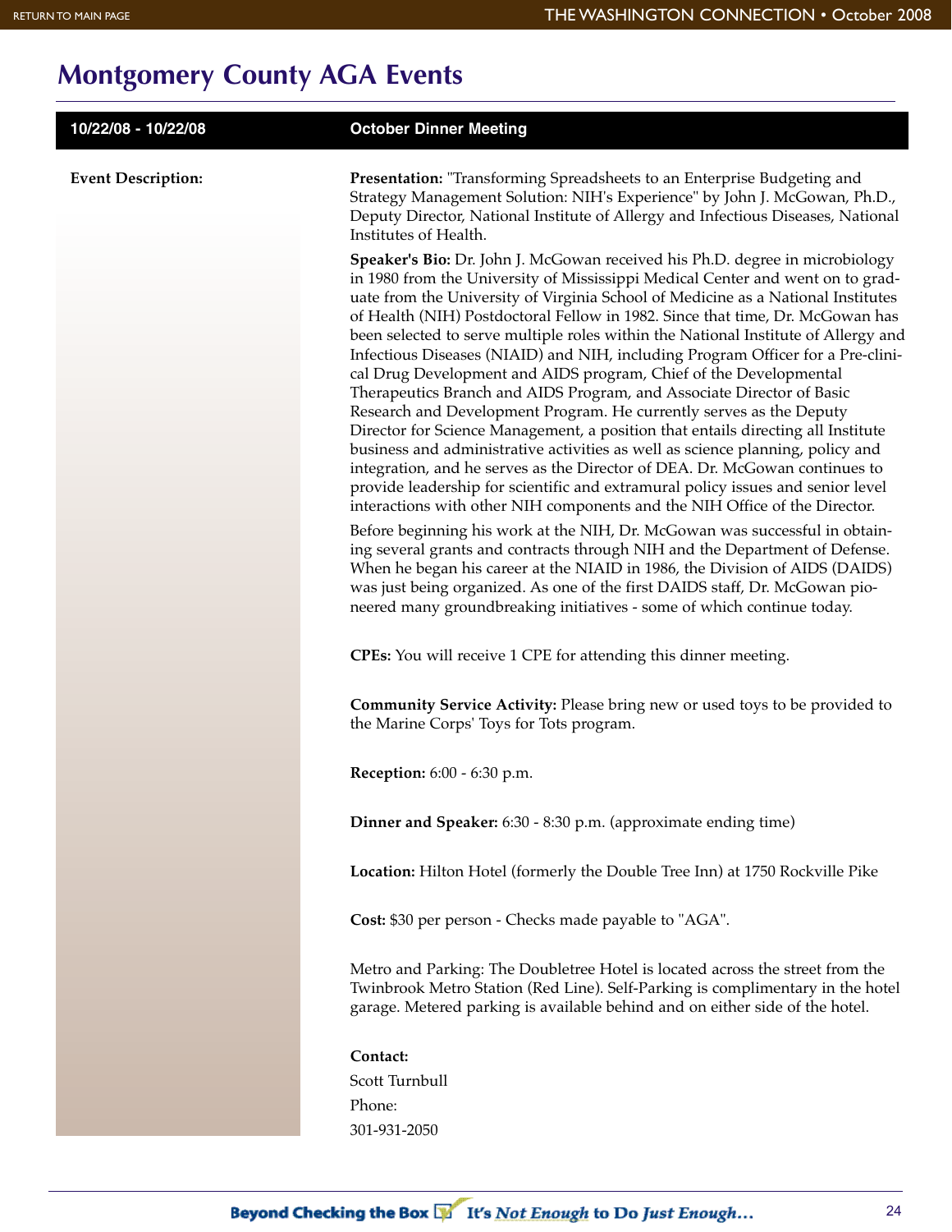# Montgomery County AGA Events

| 10/22/08 - 10/22/08 | October Dinner Meeting |
|---|---|

**Event Description:**

**Presentation:** "Transforming Spreadsheets to an Enterprise Budgeting and Strategy Management Solution: NIH's Experience" by John J. McGowan, Ph.D., Deputy Director, National Institute of Allergy and Infectious Diseases, National Institutes of Health.

**Speaker's Bio:** Dr. John J. McGowan received his Ph.D. degree in microbiology in 1980 from the University of Mississippi Medical Center and went on to graduate from the University of Virginia School of Medicine as a National Institutes of Health (NIH) Postdoctoral Fellow in 1982. Since that time, Dr. McGowan has been selected to serve multiple roles within the National Institute of Allergy and Infectious Diseases (NIAID) and NIH, including Program Officer for a Pre-clinical Drug Development and AIDS program, Chief of the Developmental Therapeutics Branch and AIDS Program, and Associate Director of Basic Research and Development Program. He currently serves as the Deputy Director for Science Management, a position that entails directing all Institute business and administrative activities as well as science planning, policy and integration, and he serves as the Director of DEA. Dr. McGowan continues to provide leadership for scientific and extramural policy issues and senior level interactions with other NIH components and the NIH Office of the Director.

Before beginning his work at the NIH, Dr. McGowan was successful in obtaining several grants and contracts through NIH and the Department of Defense. When he began his career at the NIAID in 1986, the Division of AIDS (DAIDS) was just being organized. As one of the first DAIDS staff, Dr. McGowan pioneered many groundbreaking initiatives - some of which continue today.

**CPEs:** You will receive 1 CPE for attending this dinner meeting.

**Community Service Activity:** Please bring new or used toys to be provided to the Marine Corps' Toys for Tots program.

**Reception:** 6:00 - 6:30 p.m.

**Dinner and Speaker:** 6:30 - 8:30 p.m. (approximate ending time)

**Location:** Hilton Hotel (formerly the Double Tree Inn) at 1750 Rockville Pike

**Cost:** $30 per person - Checks made payable to "AGA".

Metro and Parking: The Doubletree Hotel is located across the street from the Twinbrook Metro Station (Red Line). Self-Parking is complimentary in the hotel garage. Metered parking is available behind and on either side of the hotel.

**Contact:**

Scott Turnbull

Phone:

301-931-2050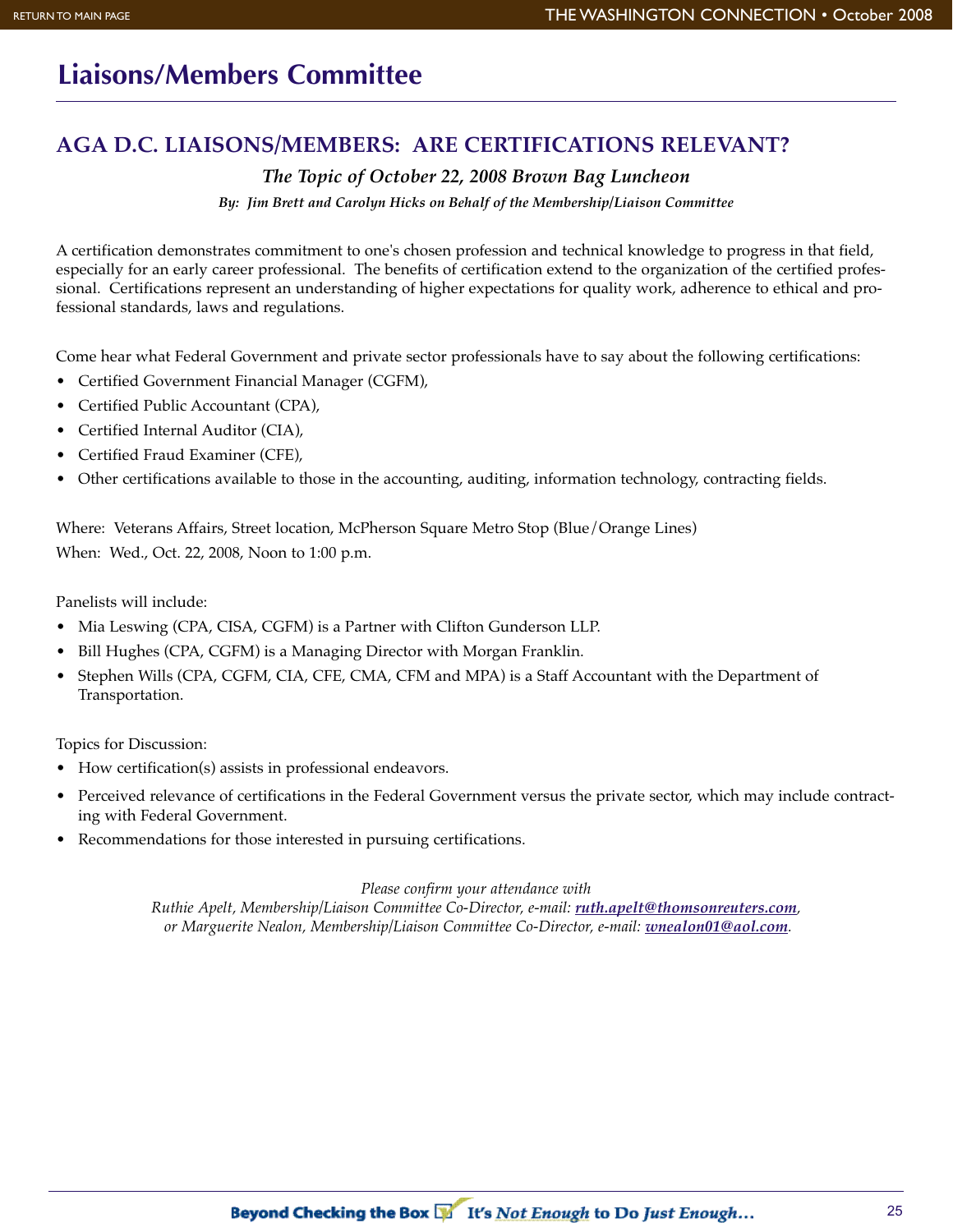## Liaisons/Members Committee

### AGA D.C. LIAISONS/MEMBERS: ARE CERTIFICATIONS RELEVANT?

***The Topic of October 22, 2008 Brown Bag Luncheon***

*By: Jim Brett and Carolyn Hicks on Behalf of the Membership/Liaison Committee*

A certification demonstrates commitment to one's chosen profession and technical knowledge to progress in that field, especially for an early career professional. The benefits of certification extend to the organization of the certified professional. Certifications represent an understanding of higher expectations for quality work, adherence to ethical and professional standards, laws and regulations.

Come hear what Federal Government and private sector professionals have to say about the following certifications:

- Certified Government Financial Manager (CGFM),
- Certified Public Accountant (CPA),
- Certified Internal Auditor (CIA),
- Certified Fraud Examiner (CFE),
- Other certifications available to those in the accounting, auditing, information technology, contracting fields.

Where: Veterans Affairs, Street location, McPherson Square Metro Stop (Blue/Orange Lines)
When: Wed., Oct. 22, 2008, Noon to 1:00 p.m.

Panelists will include:

- Mia Leswing (CPA, CISA, CGFM) is a Partner with Clifton Gunderson LLP.
- Bill Hughes (CPA, CGFM) is a Managing Director with Morgan Franklin.
- Stephen Wills (CPA, CGFM, CIA, CFE, CMA, CFM and MPA) is a Staff Accountant with the Department of Transportation.

Topics for Discussion:

- How certification(s) assists in professional endeavors.
- Perceived relevance of certifications in the Federal Government versus the private sector, which may include contracting with Federal Government.
- Recommendations for those interested in pursuing certifications.

*Please confirm your attendance with*
*Ruthie Apelt, Membership/Liaison Committee Co-Director, e-mail: **ruth.apelt@thomsonreuters.com**,*
*or Marguerite Nealon, Membership/Liaison Committee Co-Director, e-mail: **wnealon01@aol.com**.*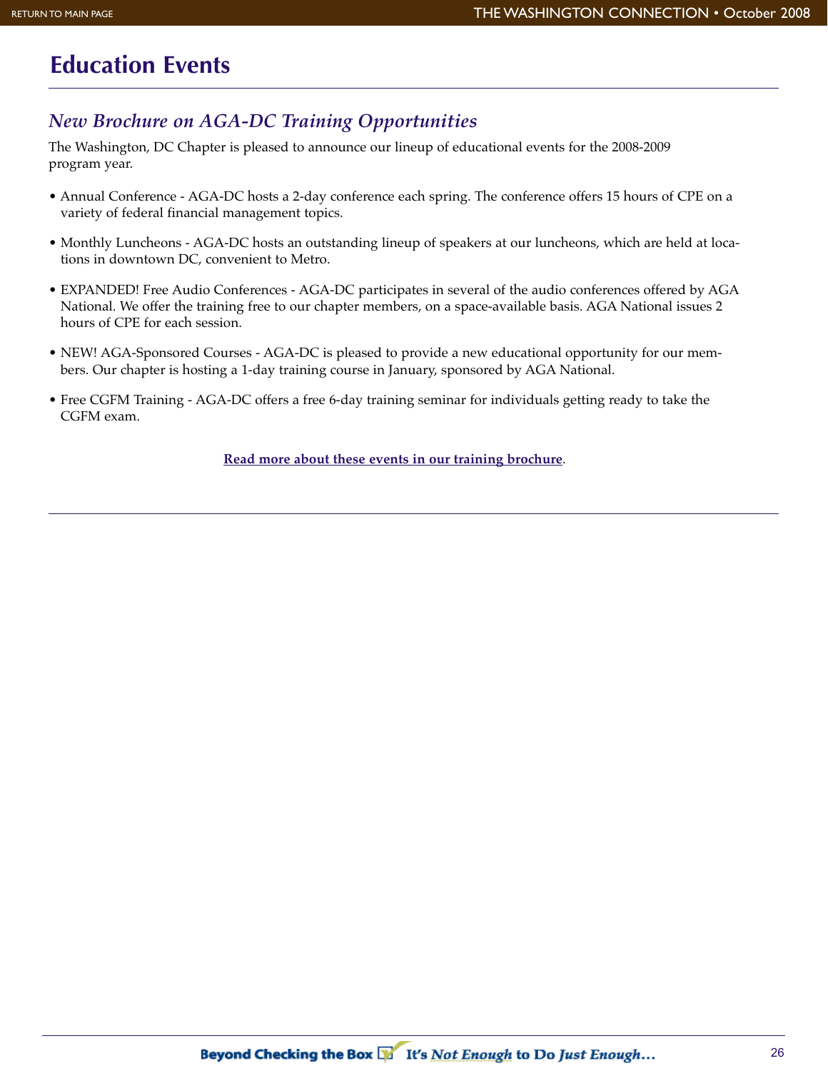# Education Events

## *New Brochure on AGA-DC Training Opportunities*

The Washington, DC Chapter is pleased to announce our lineup of educational events for the 2008-2009 program year.

- Annual Conference - AGA-DC hosts a 2-day conference each spring. The conference offers 15 hours of CPE on a variety of federal financial management topics.
- Monthly Luncheons - AGA-DC hosts an outstanding lineup of speakers at our luncheons, which are held at locations in downtown DC, convenient to Metro.
- EXPANDED! Free Audio Conferences - AGA-DC participates in several of the audio conferences offered by AGA National. We offer the training free to our chapter members, on a space-available basis. AGA National issues 2 hours of CPE for each session.
- NEW! AGA-Sponsored Courses - AGA-DC is pleased to provide a new educational opportunity for our members. Our chapter is hosting a 1-day training course in January, sponsored by AGA National.
- Free CGFM Training - AGA-DC offers a free 6-day training seminar for individuals getting ready to take the CGFM exam.

**Read more about these events in our training brochure**.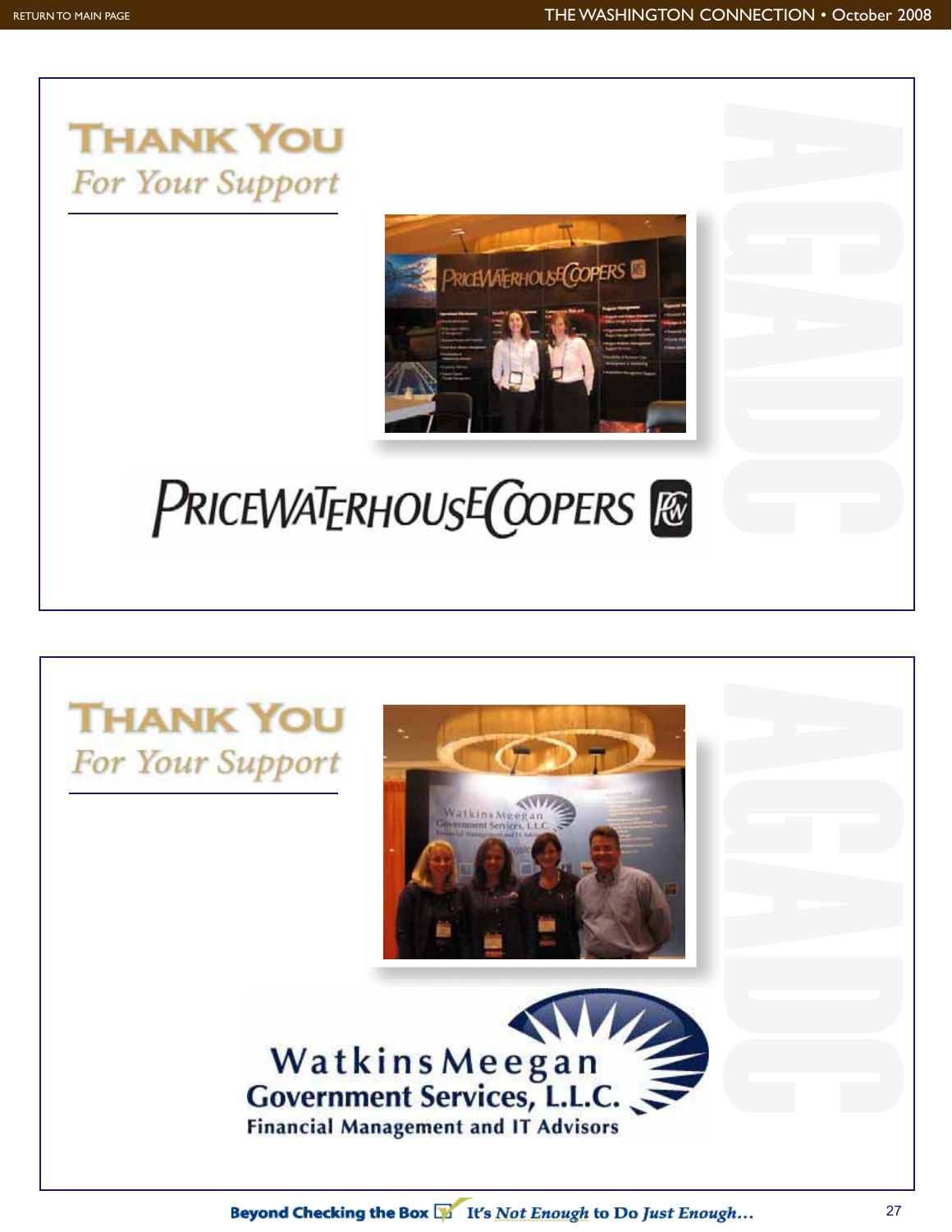## THANK YOU
*For Your Support*

PRICEWATERHOUSECOOPERS

## THANK YOU
*For Your Support*

WatkinsMeegan
Government Services, L.L.C.
Financial Management and IT Advisors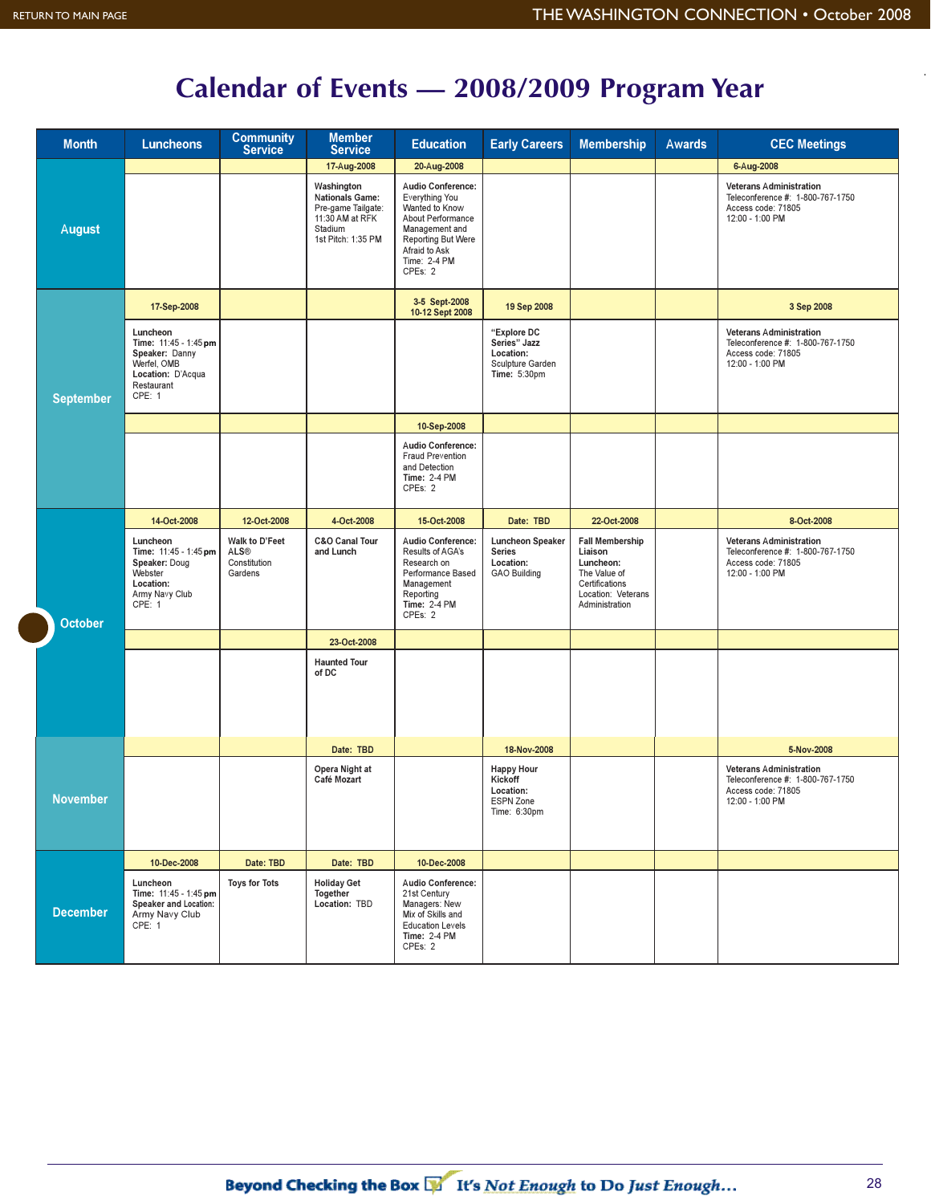# Calendar of Events — 2008/2009 Program Year

| Month | Luncheons | Community Service | Member Service | Education | Early Careers | Membership | Awards | CEC Meetings |
|---|---|---|---|---|---|---|---|---|
| August | | | 17-Aug-2008 | 20-Aug-2008 | | | | 6-Aug-2008 |
| | | | **Washington Nationals Game:** Pre-game Tailgate: 11:30 AM at RFK Stadium 1st Pitch: 1:35 PM | **Audio Conference:** Everything You Wanted to Know About Performance Management and Reporting But Were Afraid to Ask **Time:** 2-4 PM **CPEs:** 2 | | | | **Veterans Administration** Teleconference #: 1-800-767-1750 Access code: 71805 12:00 - 1:00 PM |
| September | 17-Sep-2008 | | | 3-5 Sept-2008 10-12 Sept 2008 | 19 Sep 2008 | | | 3 Sep 2008 |
| | **Luncheon** **Time:** 11:45 - 1:45 pm **Speaker:** Danny Werfel, OMB **Location:** D'Acqua Restaurant **CPE:** 1 | | | | **"Explore DC Series" Jazz** **Location:** Sculpture Garden **Time:** 5:30pm | | | **Veterans Administration** Teleconference #: 1-800-767-1750 Access code: 71805 12:00 - 1:00 PM |
| | | | | 10-Sep-2008 | | | | |
| | | | | **Audio Conference:** Fraud Prevention and Detection **Time:** 2-4 PM **CPEs:** 2 | | | | |
| October | 14-Oct-2008 | 12-Oct-2008 | 4-Oct-2008 | 15-Oct-2008 | Date: TBD | 22-Oct-2008 | | 8-Oct-2008 |
| | **Luncheon** **Time:** 11:45 - 1:45 pm **Speaker:** Doug Webster **Location:** Army Navy Club **CPE:** 1 | **Walk to D'Feet ALS®** Constitution Gardens | **C&O Canal Tour and Lunch** | **Audio Conference:** Results of AGA's Research on Performance Based Management Reporting **Time:** 2-4 PM **CPEs:** 2 | **Luncheon Speaker Series** **Location:** GAO Building | **Fall Membership Liaison Luncheon:** The Value of Certifications Location: Veterans Administration | | **Veterans Administration** Teleconference #: 1-800-767-1750 Access code: 71805 12:00 - 1:00 PM |
| | | | 23-Oct-2008 | | | | | |
| | | | **Haunted Tour of DC** | | | | | |
| November | | | Date: TBD | | 18-Nov-2008 | | | 5-Nov-2008 |
| | | | **Opera Night at Café Mozart** | | **Happy Hour Kickoff** **Location:** ESPN Zone Time: 6:30pm | | | **Veterans Administration** Teleconference #: 1-800-767-1750 Access code: 71805 12:00 - 1:00 PM |
| December | 10-Dec-2008 | Date: TBD | Date: TBD | 10-Dec-2008 | | | | |
| | **Luncheon** **Time:** 11:45 - 1:45 pm **Speaker and Location:** Army Navy Club **CPE:** 1 | **Toys for Tots** | **Holiday Get Together** **Location:** TBD | **Audio Conference:** 21st Century Managers: New Mix of Skills and Education Levels **Time:** 2-4 PM **CPEs:** 2 | | | | |

**Beyond Checking the Box** *It's Not Enough to Do Just Enough…*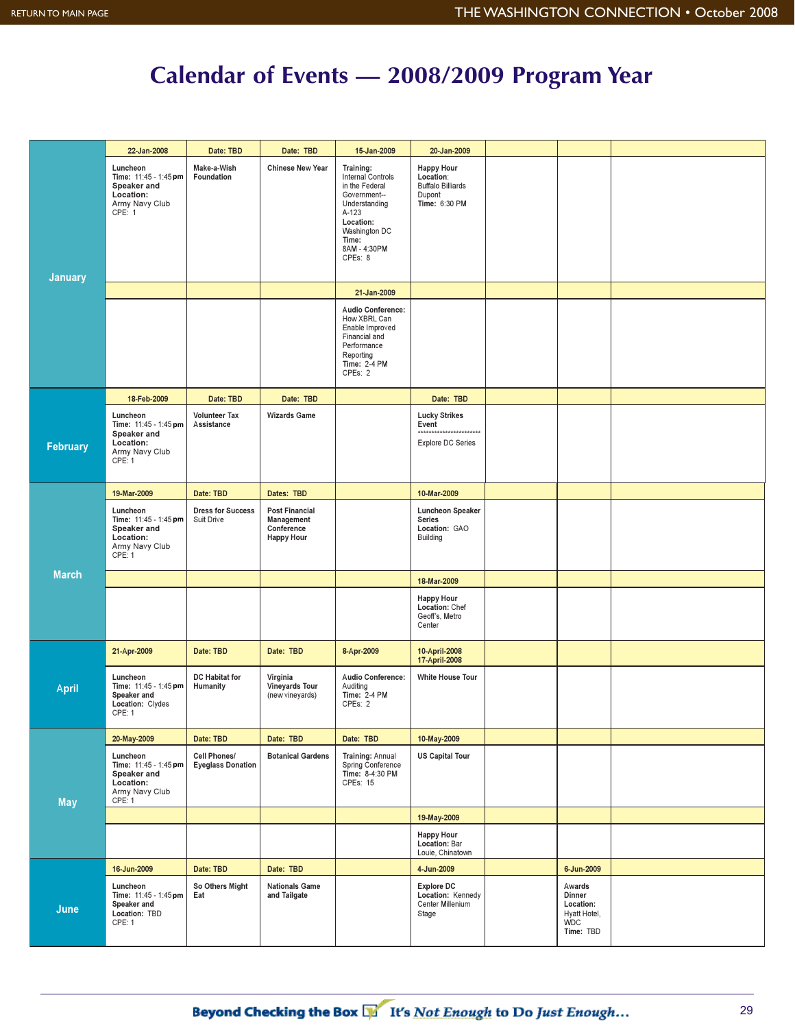# Calendar of Events — 2008/2009 Program Year

| Month | | | | | | | | |
|---|---|---|---|---|---|---|---|---|
| January | **22-Jan-2008** | **Date: TBD** | **Date: TBD** | **15-Jan-2009** | **20-Jan-2009** | | | |
| | **Luncheon** **Time:** 11:45 - 1:45 pm **Speaker and Location:** Army Navy Club CPE: 1 | **Make-a-Wish Foundation** | **Chinese New Year** | **Training:** Internal Controls in the Federal Government-- Understanding A-123 **Location:** Washington DC **Time:** 8AM - 4:30PM CPEs: 8 | **Happy Hour Location:** Buffalo Billiards Dupont **Time:** 6:30 PM | | | |
| | | | | **21-Jan-2009** | | | | |
| | | | | **Audio Conference:** How XBRL Can Enable Improved Financial and Performance Reporting **Time:** 2-4 PM **CPEs:** 2 | | | | |
| February | **18-Feb-2009** | **Date: TBD** | **Date: TBD** | | **Date: TBD** | | | |
| | **Luncheon** **Time:** 11:45 - 1:45 pm **Speaker and Location:** Army Navy Club CPE: 1 | **Volunteer Tax Assistance** | **Wizards Game** | | **Lucky Strikes Event** ********************** Explore DC Series | | | |
| March | **19-Mar-2009** | **Date: TBD** | **Dates: TBD** | | **10-Mar-2009** | | | |
| | **Luncheon** **Time:** 11:45 - 1:45 pm **Speaker and Location:** Army Navy Club CPE: 1 | **Dress for Success** Suit Drive | **Post Financial Management Conference Happy Hour** | | **Luncheon Speaker Series Location:** GAO Building | | | |
| | | | | | **18-Mar-2009** | | | |
| | | | | | **Happy Hour Location:** Chef Geoff's, Metro Center | | | |
| April | **21-Apr-2009** | **Date: TBD** | **Date: TBD** | **8-Apr-2009** | **10-April-2008 17-April-2008** | | | |
| | **Luncheon** **Time:** 11:45 - 1:45 pm **Speaker and Location:** Clydes CPE: 1 | **DC Habitat for Humanity** | **Virginia Vineyards Tour** (new vineyards) | **Audio Conference:** Auditing **Time:** 2-4 PM **CPEs:** 2 | **White House Tour** | | | |
| May | **20-May-2009** | **Date: TBD** | **Date: TBD** | **Date: TBD** | **10-May-2009** | | | |
| | **Luncheon** **Time:** 11:45 - 1:45 pm **Speaker and Location:** Army Navy Club CPE: 1 | **Cell Phones/ Eyeglass Donation** | **Botanical Gardens** | **Training:** Annual Spring Conference **Time:** 8-4:30 PM **CPEs:** 15 | **US Capital Tour** | | | |
| | | | | | **19-May-2009** | | | |
| | | | | | **Happy Hour Location:** Bar Louie, Chinatown | | | |
| June | **16-Jun-2009** | **Date: TBD** | **Date: TBD** | | **4-Jun-2009** | | **6-Jun-2009** | |
| | **Luncheon** **Time:** 11:45 - 1:45 pm **Speaker and Location:** TBD CPE: 1 | **So Others Might Eat** | **Nationals Game and Tailgate** | | **Explore DC Location:** Kennedy Center Millenium Stage | | **Awards Dinner Location:** Hyatt Hotel, WDC **Time:** TBD | |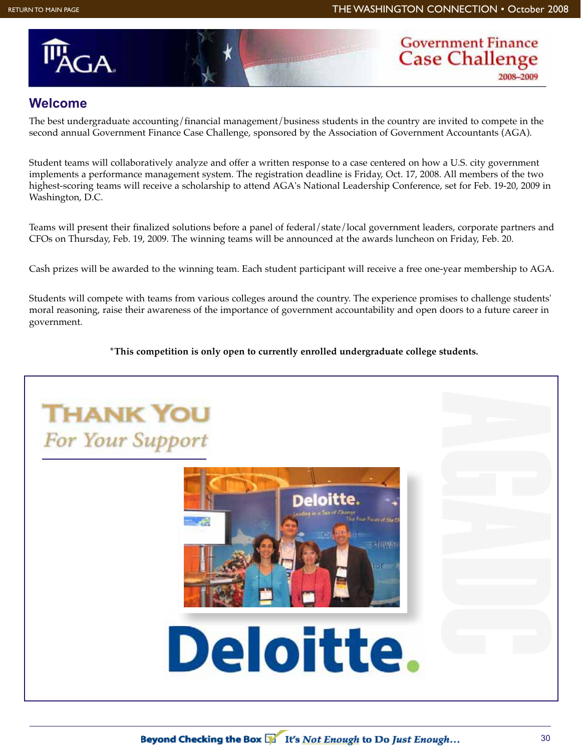# Government Finance Case Challenge 2008–2009

## Welcome

The best undergraduate accounting/financial management/business students in the country are invited to compete in the second annual Government Finance Case Challenge, sponsored by the Association of Government Accountants (AGA).

Student teams will collaboratively analyze and offer a written response to a case centered on how a U.S. city government implements a performance management system. The registration deadline is Friday, Oct. 17, 2008. All members of the two highest-scoring teams will receive a scholarship to attend AGA's National Leadership Conference, set for Feb. 19-20, 2009 in Washington, D.C.

Teams will present their finalized solutions before a panel of federal/state/local government leaders, corporate partners and CFOs on Thursday, Feb. 19, 2009. The winning teams will be announced at the awards luncheon on Friday, Feb. 20.

Cash prizes will be awarded to the winning team. Each student participant will receive a free one-year membership to AGA.

Students will compete with teams from various colleges around the country. The experience promises to challenge students' moral reasoning, raise their awareness of the importance of government accountability and open doors to a future career in government.

**\*This competition is only open to currently enrolled undergraduate college students.**

## THANK YOU *For Your Support*

Deloitte.

AGADC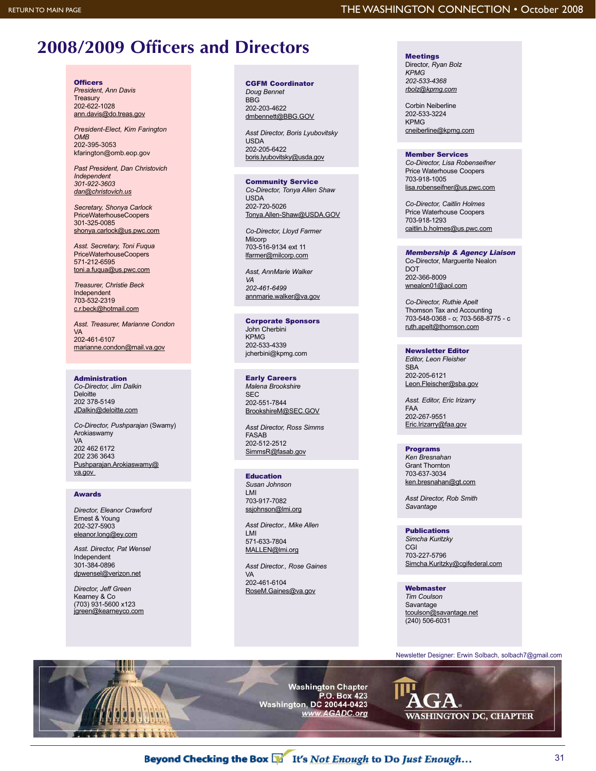# 2008/2009 Officers and Directors

**Officers**
*President, Ann Davis*
Treasury
202-622-1028
ann.davis@do.treas.gov

*President-Elect, Kim Farington*
*OMB*
202-395-3053
kfarington@omb.eop.gov

*Past President, Dan Christovich*
*Independent*
*301-922-3603*
*dan@christovich.us*

*Secretary, Shonya Carlock*
PriceWaterhouseCoopers
301-325-0085
shonya.carlock@us.pwc.com

*Asst. Secretary, Toni Fuqua*
PriceWaterhouseCoopers
571-212-6595
toni.a.fuqua@us.pwc.com

*Treasurer, Christie Beck*
Independent
703-532-2319
c.r.beck@hotmail.com

*Asst. Treasurer, Marianne Condon*
VA
202-461-6107
marianne.condon@mail.va.gov

**Administration**
*Co-Director, Jim Dalkin*
Deloitte
202 378-5149
JDalkin@deloitte.com

*Co-Director, Pushparajan* (Swamy) Arokiaswamy
VA
202 462 6172
202 236 3643
Pushparajan.Arokiaswamy@va.gov

**Awards**

*Director, Eleanor Crawford*
Ernest & Young
202-327-5903
eleanor.long@ey.com

*Asst. Director, Pat Wensel*
Independent
301-384-0896
dpwensel@verizon.net

*Director, Jeff Green*
Kearney & Co
(703) 931-5600 x123
jgreen@kearneyco.com

**CGFM Coordinator**
*Doug Bennet*
BBG
202-203-4622
dmbennett@BBG.GOV

*Asst Director, Boris Lyubovitsky*
USDA
202-205-6422
boris.lyubovitsky@usda.gov

**Community Service**
*Co-Director, Tonya Allen Shaw*
USDA
202-720-5026
Tonya.Allen-Shaw@USDA.GOV

*Co-Director, Lloyd Farmer*
Milcorp
703-516-9134 ext 11
lfarmer@milcorp.com

*Asst, AnnMarie Walker*
*VA*
*202-461-6499*
annmarie.walker@va.gov

**Corporate Sponsors**
John Cherbini
KPMG
202-533-4339
jcherbini@kpmg.com

**Early Careers**
*Malena Brookshire*
SEC
202-551-7844
BrookshireM@SEC.GOV

*Asst Director, Ross Simms*
FASAB
202-512-2512
SimmsR@fasab.gov

**Education**
*Susan Johnson*
LMI
703-917-7082
ssjohnson@lmi.org

*Asst Director., Mike Allen*
LMI
571-633-7804
MALLEN@lmi.org

*Asst Director., Rose Gaines*
VA
202-461-6104
RoseM.Gaines@va.gov

**Meetings**
Director, *Ryan Bolz*
*KPMG*
*202-533-4368*
*rbolz@kpmg.com*

Corbin Neiberline
202-533-3224
KPMG
cneiberline@kpmg.com

**Member Services**
*Co-Director, Lisa Robenseifner*
Price Waterhouse Coopers
703-918-1005
lisa.robenseifner@us.pwc.com

*Co-Director, Caitlin Holmes*
Price Waterhouse Coopers
703-918-1293
caitlin.b.holmes@us.pwc.com

***Membership & Agency Liaison***
Co-Director, Marguerite Nealon
DOT
202-366-8009
wnealon01@aol.com

*Co-Director, Ruthie Apelt*
Thomson Tax and Accounting
703-548-0368 - o; 703-568-8775 - c
ruth.apelt@thomson.com

**Newsletter Editor**
*Editor, Leon Fleisher*
SBA
202-205-6121
Leon.Fleischer@sba.gov

*Asst. Editor, Eric Irizarry*
FAA
202-267-9551
Eric.Irizarry@faa.gov

**Programs**
*Ken Bresnahan*
Grant Thornton
703-637-3034
ken.bresnahan@gt.com

*Asst Director, Rob Smith*
*Savantage*

**Publications**
*Simcha Kuritzky*
CGI
703-227-5796
Simcha.Kuritzky@cgifederal.com

**Webmaster**
*Tim Coulson*
Savantage
tcoulson@savantage.net
(240) 506-6031

Newsletter Designer: Erwin Solbach, solbach7@gmail.com

Washington Chapter
P.O. Box 423
Washington, DC 20044-0423
www.AGADC.org

AGA
WASHINGTON DC, CHAPTER

**Beyond Checking the Box — It's *Not Enough* to Do *Just Enough*…**